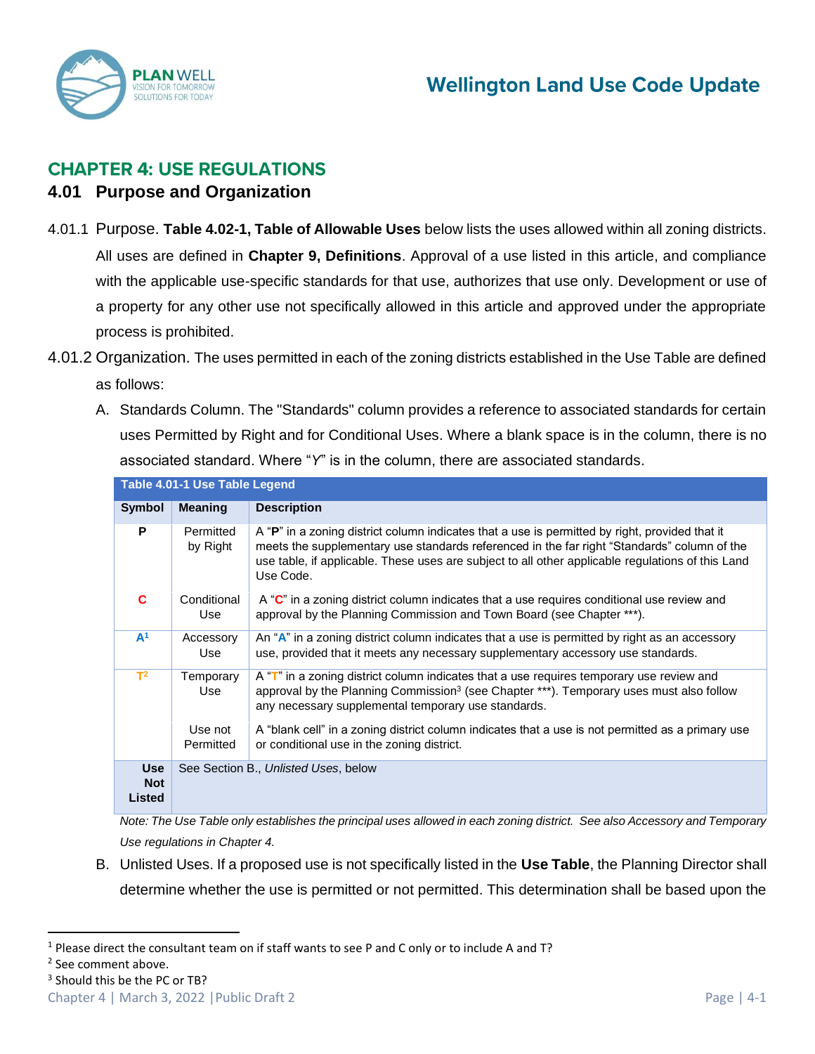# CHAPTER 4: USE REGULATIONS

## 4.01 Purpose and Organization

4.01.1 Purpose. **Table 4.02-1, Table of Allowable Uses** below lists the uses allowed within all zoning districts. All uses are defined in **Chapter 9, Definitions**. Approval of a use listed in this article, and compliance with the applicable use-specific standards for that use, authorizes that use only. Development or use of a property for any other use not specifically allowed in this article and approved under the appropriate process is prohibited.

4.01.2 Organization. The uses permitted in each of the zoning districts established in the Use Table are defined as follows:

A. Standards Column. The "Standards" column provides a reference to associated standards for certain uses Permitted by Right and for Conditional Uses. Where a blank space is in the column, there is no associated standard. Where "*Y*" is in the column, there are associated standards.

| Table 4.01-1 Use Table Legend | | |
|---|---|---|
| **Symbol** | **Meaning** | **Description** |
| **P** | Permitted by Right | A "**P**" in a zoning district column indicates that a use is permitted by right, provided that it meets the supplementary use standards referenced in the far right "Standards" column of the use table, if applicable. These uses are subject to all other applicable regulations of this Land Use Code. |
| **C** | Conditional Use | A "**C**" in a zoning district column indicates that a use requires conditional use review and approval by the Planning Commission and Town Board (see Chapter ***). |
| **A**[1] | Accessory Use | An "**A**" in a zoning district column indicates that a use is permitted by right as an accessory use, provided that it meets any necessary supplementary accessory use standards. |
| **T**[2] | Temporary Use | A "**T**" in a zoning district column indicates that a use requires temporary use review and approval by the Planning Commission[3] (see Chapter ***). Temporary uses must also follow any necessary supplemental temporary use standards. |
| | Use not Permitted | A "blank cell" in a zoning district column indicates that a use is not permitted as a primary use or conditional use in the zoning district. |
| **Use Not Listed** | See Section B., *Unlisted Uses*, below | |

*Note: The Use Table only establishes the principal uses allowed in each zoning district. See also Accessory and Temporary Use regulations in Chapter 4.*

B. Unlisted Uses. If a proposed use is not specifically listed in the **Use Table**, the Planning Director shall determine whether the use is permitted or not permitted. This determination shall be based upon the

---

[1] Please direct the consultant team on if staff wants to see P and C only or to include A and T?

[2] See comment above.

[3] Should this be the PC or TB?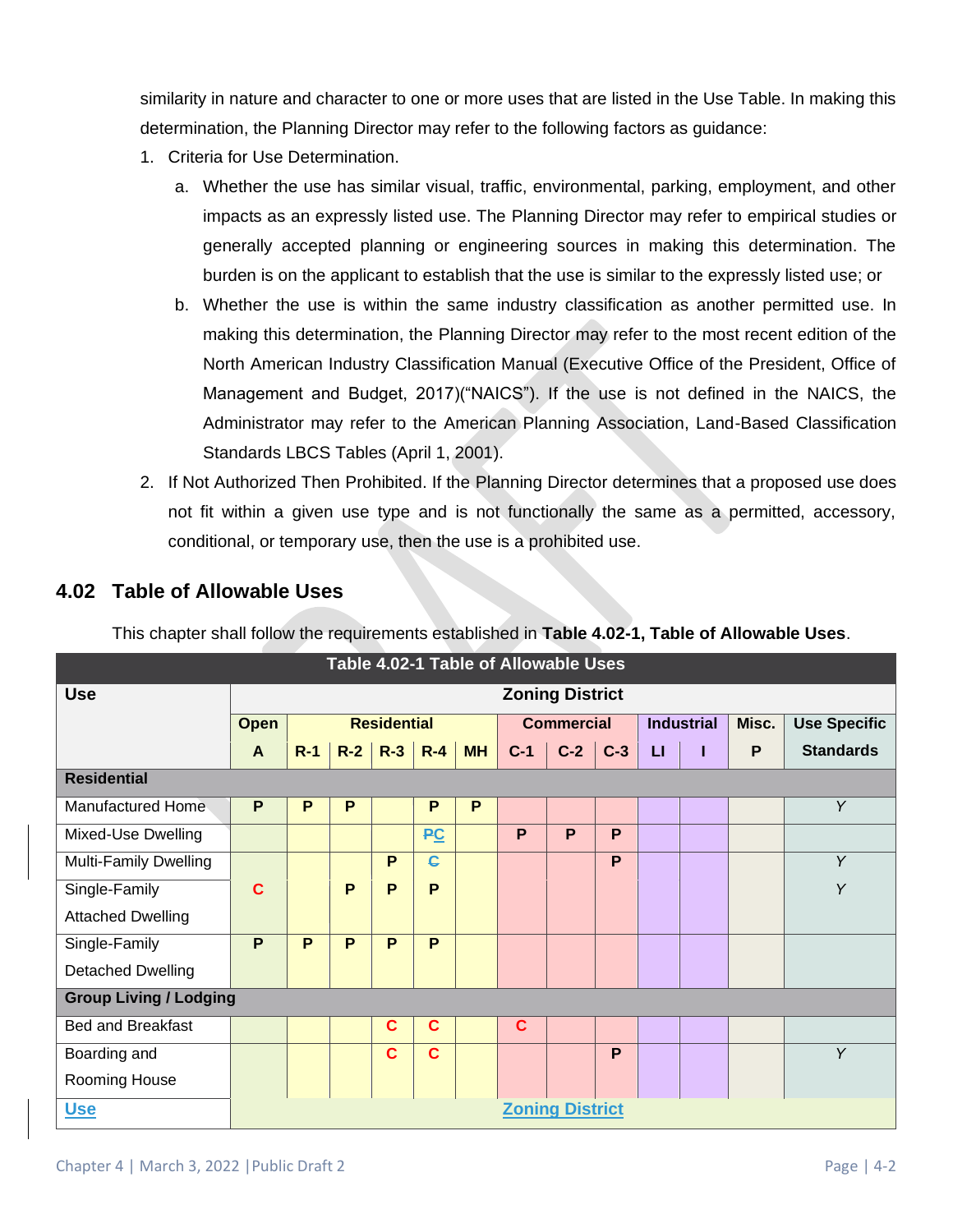similarity in nature and character to one or more uses that are listed in the Use Table. In making this determination, the Planning Director may refer to the following factors as guidance:

1. Criteria for Use Determination.
   a. Whether the use has similar visual, traffic, environmental, parking, employment, and other impacts as an expressly listed use. The Planning Director may refer to empirical studies or generally accepted planning or engineering sources in making this determination. The burden is on the applicant to establish that the use is similar to the expressly listed use; or
   b. Whether the use is within the same industry classification as another permitted use. In making this determination, the Planning Director may refer to the most recent edition of the North American Industry Classification Manual (Executive Office of the President, Office of Management and Budget, 2017)("NAICS"). If the use is not defined in the NAICS, the Administrator may refer to the American Planning Association, Land-Based Classification Standards LBCS Tables (April 1, 2001).
2. If Not Authorized Then Prohibited. If the Planning Director determines that a proposed use does not fit within a given use type and is not functionally the same as a permitted, accessory, conditional, or temporary use, then the use is a prohibited use.

## 4.02 Table of Allowable Uses

This chapter shall follow the requirements established in **Table 4.02-1, Table of Allowable Uses**.

**Table 4.02-1 Table of Allowable Uses**

| Use | Zoning District | | | | | | | | | | | | |
|---|---|---|---|---|---|---|---|---|---|---|---|---|---|
| | Open | Residential | | | | | Commercial | | | Industrial | | Misc. | Use Specific Standards |
| | A | R-1 | R-2 | R-3 | R-4 | MH | C-1 | C-2 | C-3 | LI | I | P | |
| **Residential** | | | | | | | | | | | | | |
| Manufactured Home | P | P | P | | P | P | | | | | | | *Y* |
| Mixed-Use Dwelling | | | | | ~~P~~C | | P | P | P | | | | |
| Multi-Family Dwelling | | | | P | ~~C~~ | | | | P | | | | *Y* |
| Single-Family Attached Dwelling | C | | P | P | P | | | | | | | | *Y* |
| Single-Family Detached Dwelling | P | P | P | P | P | | | | | | | | |
| **Group Living / Lodging** | | | | | | | | | | | | | |
| Bed and Breakfast | | | | C | C | | C | | | | | | |
| Boarding and Rooming House | | | | C | C | | | | P | | | | *Y* |
| Use | Zoning District | | | | | | | | | | | | |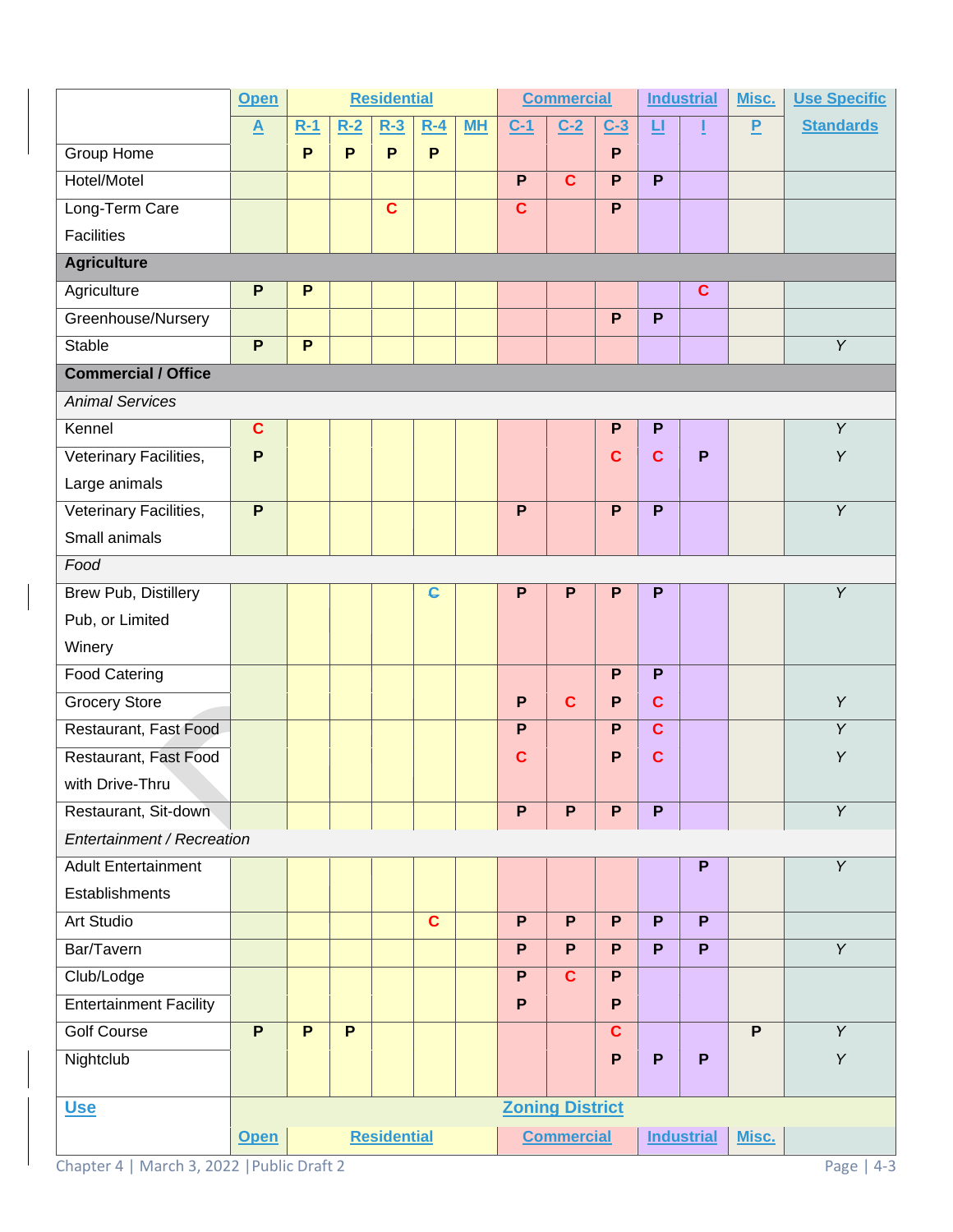| | Open | Residential | | | | | Commercial | | | Industrial | | Misc. | Use Specific |
|---|---|---|---|---|---|---|---|---|---|---|---|---|---|
| | A | R-1 | R-2 | R-3 | R-4 | MH | C-1 | C-2 | C-3 | LI | I | P | Standards |
| Group Home | | P | P | P | P | | | | P | | | | |
| Hotel/Motel | | | | | | | P | C | P | P | | | |
| Long-Term Care Facilities | | | | C | | | C | | P | | | | |
| **Agriculture** | | | | | | | | | | | | | |
| Agriculture | P | P | | | | | | | | | C | | |
| Greenhouse/Nursery | | | | | | | | | P | P | | | |
| Stable | P | P | | | | | | | | | | | Y |
| **Commercial / Office** | | | | | | | | | | | | | |
| *Animal Services* | | | | | | | | | | | | | |
| Kennel | C | | | | | | | | P | P | | | Y |
| Veterinary Facilities, Large animals | P | | | | | | | | C | C | P | | Y |
| Veterinary Facilities, Small animals | P | | | | | | P | | P | P | | | Y |
| *Food* | | | | | | | | | | | | | |
| Brew Pub, Distillery Pub, or Limited Winery | | | | | ~~C~~ | | P | P | P | P | | | Y |
| Food Catering | | | | | | | | | P | P | | | |
| Grocery Store | | | | | | | P | C | P | C | | | Y |
| Restaurant, Fast Food | | | | | | | P | | P | C | | | Y |
| Restaurant, Fast Food with Drive-Thru | | | | | | | C | | P | C | | | Y |
| Restaurant, Sit-down | | | | | | | P | P | P | P | | | Y |
| *Entertainment / Recreation* | | | | | | | | | | | | | |
| Adult Entertainment Establishments | | | | | | | | | | | P | | Y |
| Art Studio | | | | | C | | P | P | P | P | P | | |
| Bar/Tavern | | | | | | | P | P | P | P | P | | Y |
| Club/Lodge | | | | | | | P | C | P | | | | |
| Entertainment Facility | | | | | | | P | | P | | | | |
| Golf Course | P | P | P | | | | | | C | | | P | Y |
| Nightclub | | | | | | | | | P | P | P | | Y |
| **Use** | **Zoning District** | | | | | | | | | | | | |
| | Open | Residential | | | | | Commercial | | | Industrial | | Misc. | |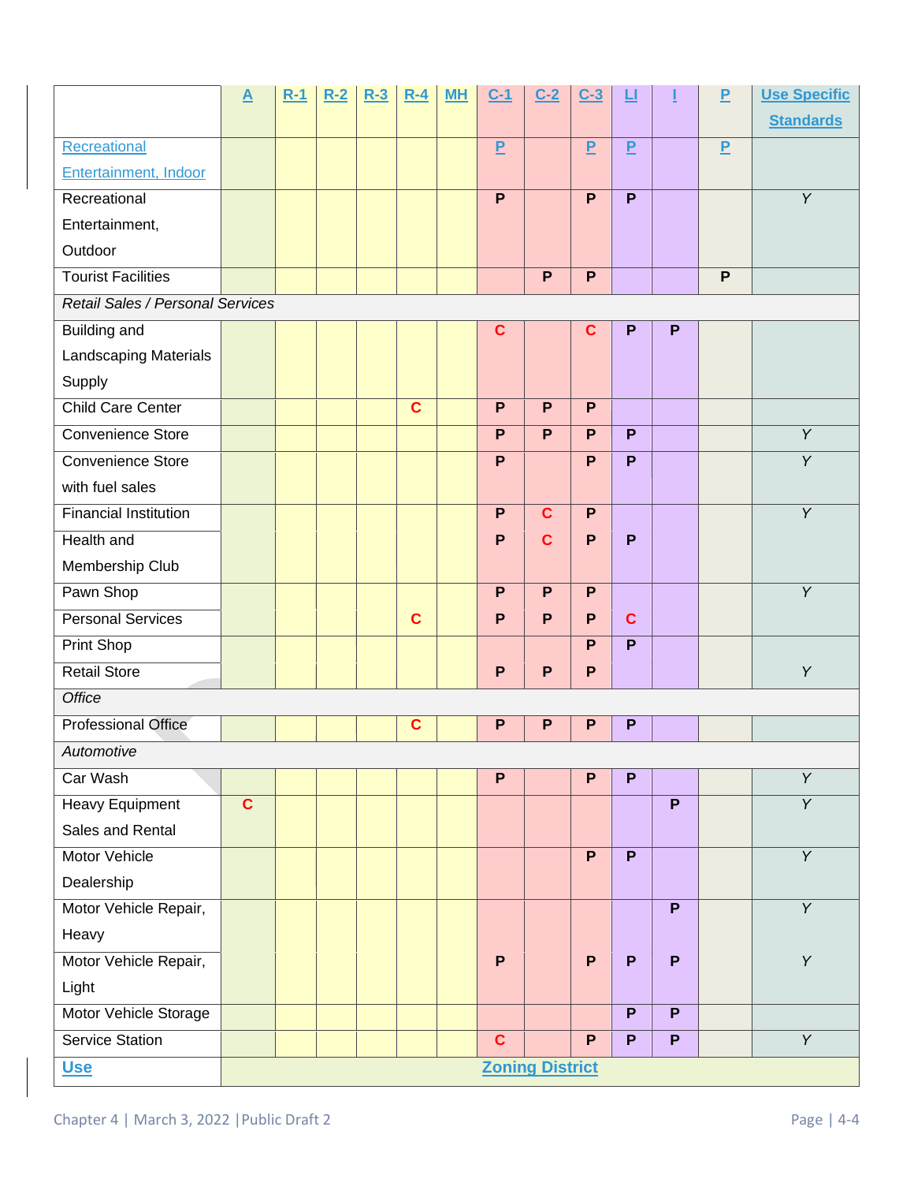| | A | R-1 | R-2 | R-3 | R-4 | MH | C-1 | C-2 | C-3 | LI | I | P | Use Specific Standards |
|---|---|---|---|---|---|---|---|---|---|---|---|---|---|
| Recreational Entertainment, Indoor | | | | | | | P | | P | P | | P | |
| Recreational Entertainment, Outdoor | | | | | | | P | | P | P | | | Y |
| Tourist Facilities | | | | | | | | P | P | | | P | |
| *Retail Sales / Personal Services* | | | | | | | | | | | | | |
| Building and Landscaping Materials Supply | | | | | | | C | | C | P | P | | |
| Child Care Center | | | | | C | | P | P | P | | | | |
| Convenience Store | | | | | | | P | P | P | P | | | Y |
| Convenience Store with fuel sales | | | | | | | P | | P | P | | | Y |
| Financial Institution | | | | | | | P | C | P | | | | Y |
| Health and Membership Club | | | | | | | P | C | P | P | | | |
| Pawn Shop | | | | | | | P | P | P | | | | Y |
| Personal Services | | | | | C | | P | P | P | C | | | |
| Print Shop | | | | | | | | | P | P | | | |
| Retail Store | | | | | | | P | P | P | | | | Y |
| *Office* | | | | | | | | | | | | | |
| Professional Office | | | | | C | | P | P | P | P | | | |
| *Automotive* | | | | | | | | | | | | | |
| Car Wash | | | | | | | P | | P | P | | | Y |
| Heavy Equipment Sales and Rental | C | | | | | | | | | | P | | Y |
| Motor Vehicle Dealership | | | | | | | | | P | P | | | Y |
| Motor Vehicle Repair, Heavy | | | | | | | | | | | P | | Y |
| Motor Vehicle Repair, Light | | | | | | | P | | P | P | P | | Y |
| Motor Vehicle Storage | | | | | | | | | | P | P | | |
| Service Station | | | | | | | C | | P | P | P | | Y |
| **Use** | **Zoning District** | | | | | | | | | | | | |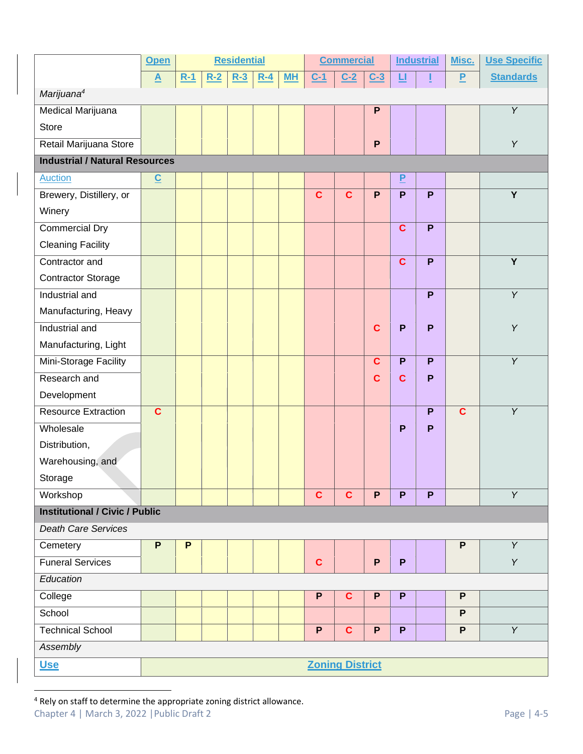| | Open | Residential | | | | | Commercial | | | Industrial | | Misc. | Use Specific |
|---|---|---|---|---|---|---|---|---|---|---|---|---|---|
| | A | R-1 | R-2 | R-3 | R-4 | MH | C-1 | C-2 | C-3 | LI | I | P | Standards |
| *Marijuana*[4] | | | | | | | | | | | | | |
| Medical Marijuana Store | | | | | | | | | P | | | | *Y* |
| Retail Marijuana Store | | | | | | | | | P | | | | *Y* |
| **Industrial / Natural Resources** | | | | | | | | | | | | | |
| Auction | C | | | | | | | | | P | | | |
| Brewery, Distillery, or Winery | | | | | | | C | C | P | P | P | | **Y** |
| Commercial Dry Cleaning Facility | | | | | | | | | | C | P | | |
| Contractor and Contractor Storage | | | | | | | | | | C | P | | **Y** |
| Industrial and Manufacturing, Heavy | | | | | | | | | | | P | | *Y* |
| Industrial and Manufacturing, Light | | | | | | | | | C | P | P | | *Y* |
| Mini-Storage Facility | | | | | | | | | C | P | P | | *Y* |
| Research and Development | | | | | | | | | C | C | P | | |
| Resource Extraction | C | | | | | | | | | | P | C | *Y* |
| Wholesale Distribution, Warehousing, and Storage | | | | | | | | | | P | P | | |
| Workshop | | | | | | | C | C | P | P | P | | *Y* |
| **Institutional / Civic / Public** | | | | | | | | | | | | | |
| *Death Care Services* | | | | | | | | | | | | | |
| Cemetery | P | P | | | | | | | | | | P | *Y* |
| Funeral Services | | | | | | | C | | P | P | | | *Y* |
| *Education* | | | | | | | | | | | | | |
| College | | | | | | | P | C | P | P | | P | |
| School | | | | | | | | | | | | P | |
| Technical School | | | | | | | P | C | P | P | | P | *Y* |
| *Assembly* | | | | | | | | | | | | | |
| **Use** | **Zoning District** | | | | | | | | | | | | |

[4] Rely on staff to determine the appropriate zoning district allowance.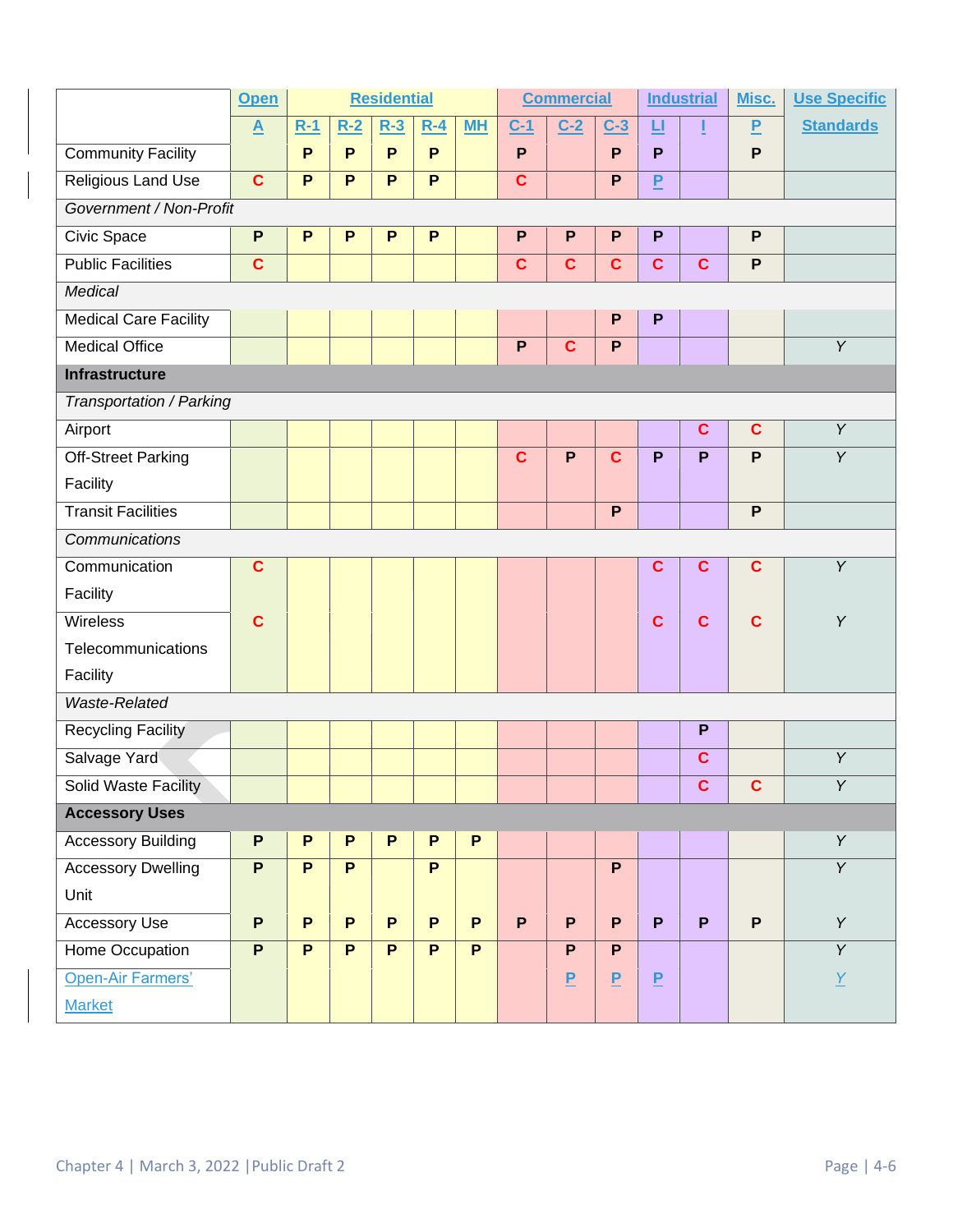| | Open | Residential | | | | | Commercial | | | Industrial | | Misc. | Use Specific |
|---|---|---|---|---|---|---|---|---|---|---|---|---|---|
| | A | R-1 | R-2 | R-3 | R-4 | MH | C-1 | C-2 | C-3 | LI | I | P | Standards |
| Community Facility | | P | P | P | P | | P | | P | P | | P | |
| Religious Land Use | C | P | P | P | P | | C | | P | P | | | |
| *Government / Non-Profit* | | | | | | | | | | | | | |
| Civic Space | P | P | P | P | P | | P | P | P | P | | P | |
| Public Facilities | C | | | | | | C | C | C | C | C | P | |
| *Medical* | | | | | | | | | | | | | |
| Medical Care Facility | | | | | | | | | P | P | | | |
| Medical Office | | | | | | | P | C | P | | | | *Y* |
| **Infrastructure** | | | | | | | | | | | | | |
| *Transportation / Parking* | | | | | | | | | | | | | |
| Airport | | | | | | | | | | | C | C | *Y* |
| Off-Street Parking Facility | | | | | | | C | P | C | P | P | P | *Y* |
| Transit Facilities | | | | | | | | | P | | | P | |
| *Communications* | | | | | | | | | | | | | |
| Communication Facility | C | | | | | | | | | C | C | C | *Y* |
| Wireless Telecommunications Facility | C | | | | | | | | | C | C | C | *Y* |
| *Waste-Related* | | | | | | | | | | | | | |
| Recycling Facility | | | | | | | | | | | P | | |
| Salvage Yard | | | | | | | | | | | C | | *Y* |
| Solid Waste Facility | | | | | | | | | | | C | C | *Y* |
| **Accessory Uses** | | | | | | | | | | | | | |
| Accessory Building | P | P | P | P | P | P | | | | | | | *Y* |
| Accessory Dwelling Unit | P | P | P | | P | | | | P | | | | *Y* |
| Accessory Use | P | P | P | P | P | P | P | P | P | P | P | P | *Y* |
| Home Occupation | P | P | P | P | P | P | | P | P | | | | *Y* |
| Open-Air Farmers' Market | | | | | | | | P | P | P | | | *Y* |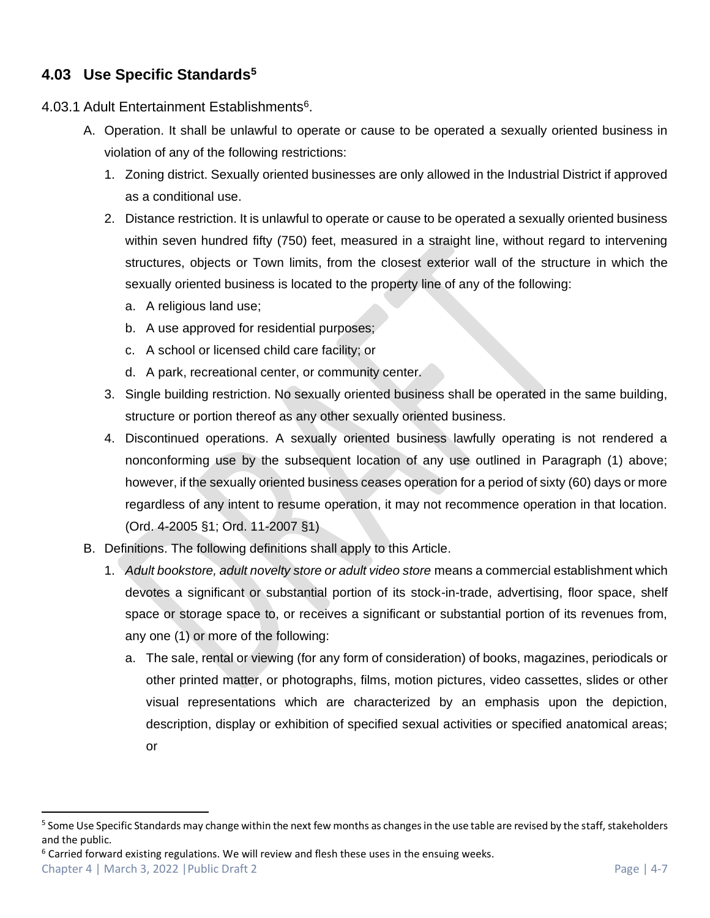## 4.03 Use Specific Standards[5]

4.03.1 Adult Entertainment Establishments[6].

A. Operation. It shall be unlawful to operate or cause to be operated a sexually oriented business in violation of any of the following restrictions:

   1. Zoning district. Sexually oriented businesses are only allowed in the Industrial District if approved as a conditional use.
   2. Distance restriction. It is unlawful to operate or cause to be operated a sexually oriented business within seven hundred fifty (750) feet, measured in a straight line, without regard to intervening structures, objects or Town limits, from the closest exterior wall of the structure in which the sexually oriented business is located to the property line of any of the following:
      a. A religious land use;
      b. A use approved for residential purposes;
      c. A school or licensed child care facility; or
      d. A park, recreational center, or community center.
   3. Single building restriction. No sexually oriented business shall be operated in the same building, structure or portion thereof as any other sexually oriented business.
   4. Discontinued operations. A sexually oriented business lawfully operating is not rendered a nonconforming use by the subsequent location of any use outlined in Paragraph (1) above; however, if the sexually oriented business ceases operation for a period of sixty (60) days or more regardless of any intent to resume operation, it may not recommence operation in that location. (Ord. 4-2005 §1; Ord. 11-2007 §1)

B. Definitions. The following definitions shall apply to this Article.

   1. *Adult bookstore, adult novelty store or adult video store* means a commercial establishment which devotes a significant or substantial portion of its stock-in-trade, advertising, floor space, shelf space or storage space to, or receives a significant or substantial portion of its revenues from, any one (1) or more of the following:
      a. The sale, rental or viewing (for any form of consideration) of books, magazines, periodicals or other printed matter, or photographs, films, motion pictures, video cassettes, slides or other visual representations which are characterized by an emphasis upon the depiction, description, display or exhibition of specified sexual activities or specified anatomical areas; or

---

[5] Some Use Specific Standards may change within the next few months as changes in the use table are revised by the staff, stakeholders and the public.

[6] Carried forward existing regulations. We will review and flesh these uses in the ensuing weeks.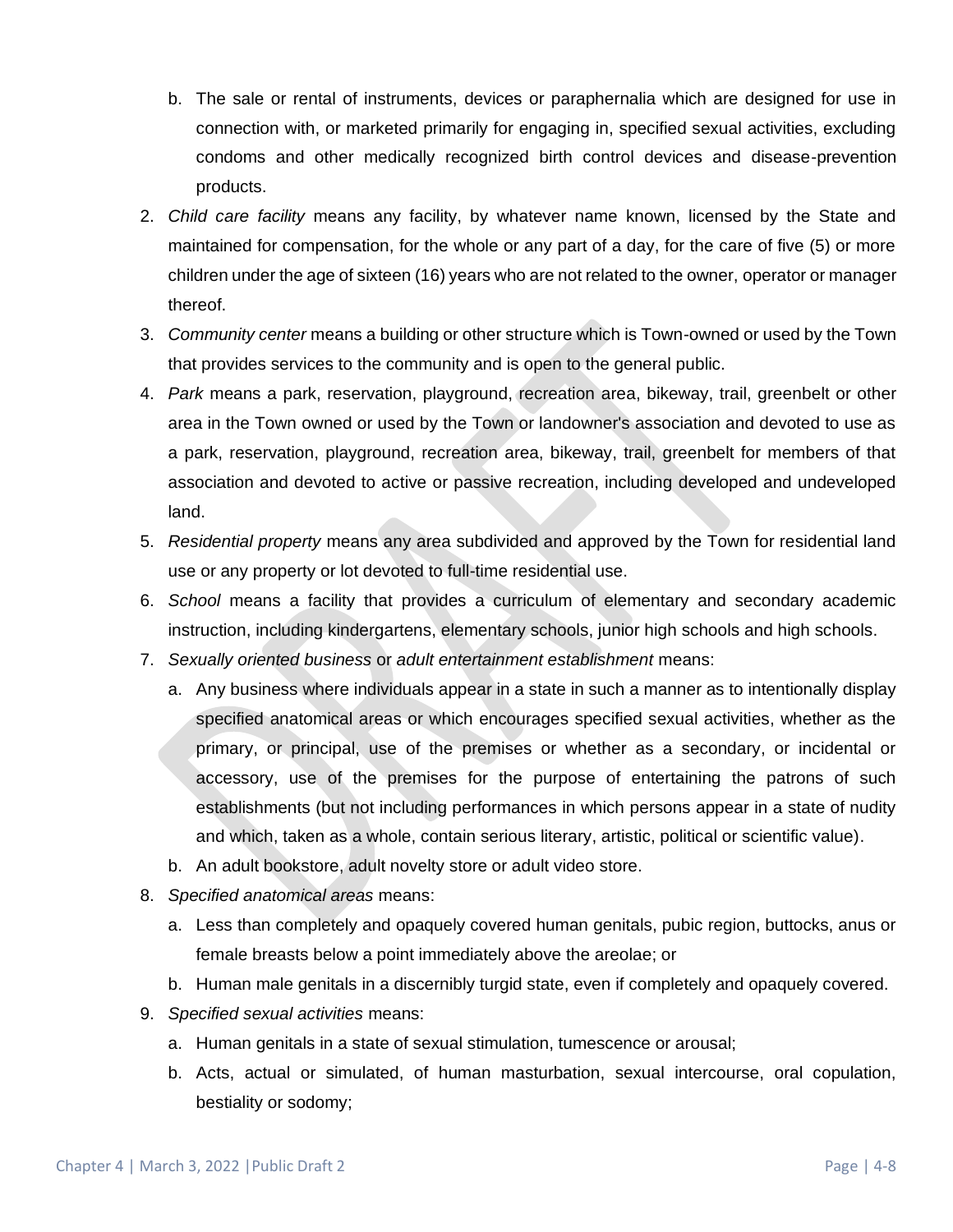b. The sale or rental of instruments, devices or paraphernalia which are designed for use in connection with, or marketed primarily for engaging in, specified sexual activities, excluding condoms and other medically recognized birth control devices and disease-prevention products.

2. *Child care facility* means any facility, by whatever name known, licensed by the State and maintained for compensation, for the whole or any part of a day, for the care of five (5) or more children under the age of sixteen (16) years who are not related to the owner, operator or manager thereof.
3. *Community center* means a building or other structure which is Town-owned or used by the Town that provides services to the community and is open to the general public.
4. *Park* means a park, reservation, playground, recreation area, bikeway, trail, greenbelt or other area in the Town owned or used by the Town or landowner's association and devoted to use as a park, reservation, playground, recreation area, bikeway, trail, greenbelt for members of that association and devoted to active or passive recreation, including developed and undeveloped land.
5. *Residential property* means any area subdivided and approved by the Town for residential land use or any property or lot devoted to full-time residential use.
6. *School* means a facility that provides a curriculum of elementary and secondary academic instruction, including kindergartens, elementary schools, junior high schools and high schools.
7. *Sexually oriented business* or *adult entertainment establishment* means:
   a. Any business where individuals appear in a state in such a manner as to intentionally display specified anatomical areas or which encourages specified sexual activities, whether as the primary, or principal, use of the premises or whether as a secondary, or incidental or accessory, use of the premises for the purpose of entertaining the patrons of such establishments (but not including performances in which persons appear in a state of nudity and which, taken as a whole, contain serious literary, artistic, political or scientific value).
   b. An adult bookstore, adult novelty store or adult video store.
8. *Specified anatomical areas* means:
   a. Less than completely and opaquely covered human genitals, pubic region, buttocks, anus or female breasts below a point immediately above the areolae; or
   b. Human male genitals in a discernibly turgid state, even if completely and opaquely covered.
9. *Specified sexual activities* means:
   a. Human genitals in a state of sexual stimulation, tumescence or arousal;
   b. Acts, actual or simulated, of human masturbation, sexual intercourse, oral copulation, bestiality or sodomy;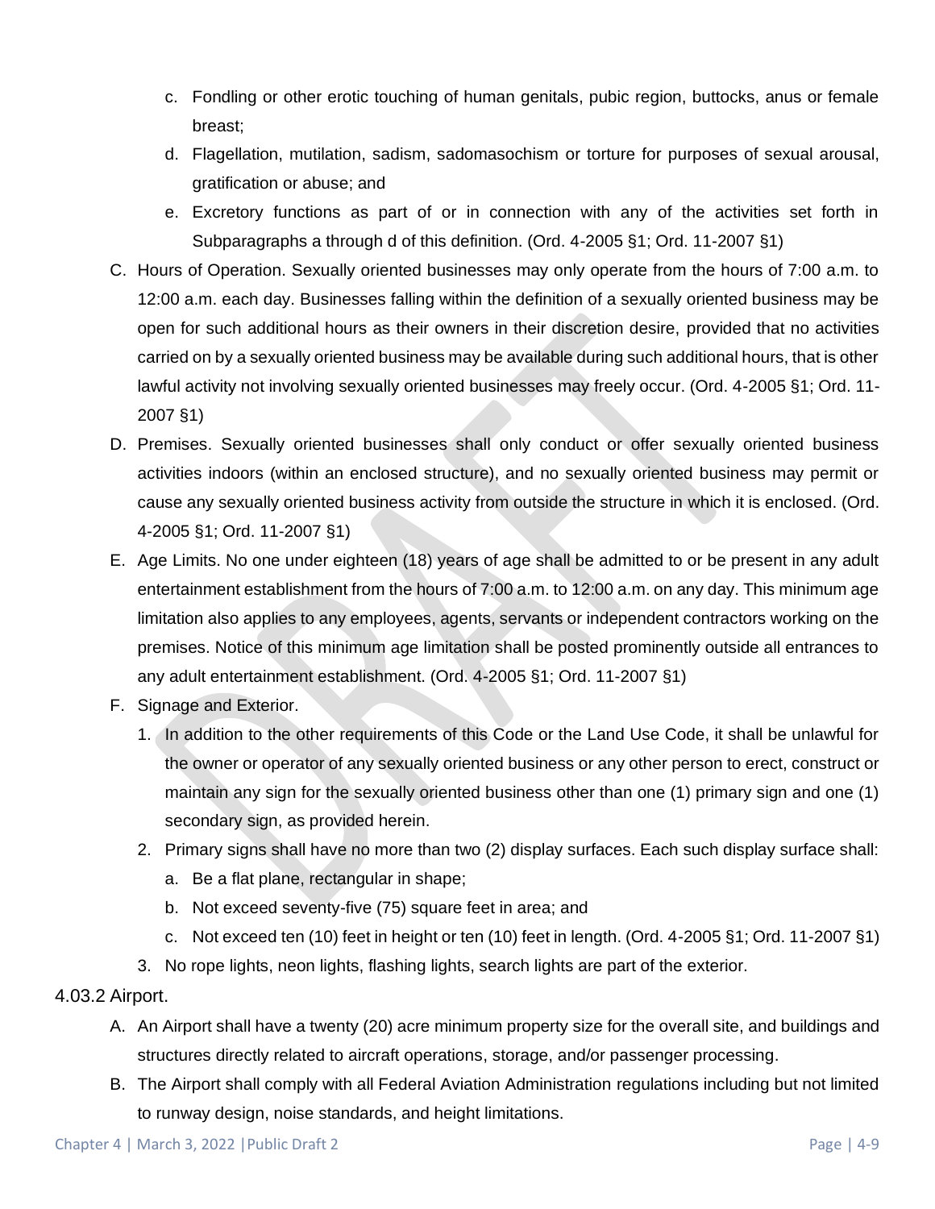c. Fondling or other erotic touching of human genitals, pubic region, buttocks, anus or female breast;

d. Flagellation, mutilation, sadism, sadomasochism or torture for purposes of sexual arousal, gratification or abuse; and

e. Excretory functions as part of or in connection with any of the activities set forth in Subparagraphs a through d of this definition. (Ord. 4-2005 §1; Ord. 11-2007 §1)

C. Hours of Operation. Sexually oriented businesses may only operate from the hours of 7:00 a.m. to 12:00 a.m. each day. Businesses falling within the definition of a sexually oriented business may be open for such additional hours as their owners in their discretion desire, provided that no activities carried on by a sexually oriented business may be available during such additional hours, that is other lawful activity not involving sexually oriented businesses may freely occur. (Ord. 4-2005 §1; Ord. 11-2007 §1)

D. Premises. Sexually oriented businesses shall only conduct or offer sexually oriented business activities indoors (within an enclosed structure), and no sexually oriented business may permit or cause any sexually oriented business activity from outside the structure in which it is enclosed. (Ord. 4-2005 §1; Ord. 11-2007 §1)

E. Age Limits. No one under eighteen (18) years of age shall be admitted to or be present in any adult entertainment establishment from the hours of 7:00 a.m. to 12:00 a.m. on any day. This minimum age limitation also applies to any employees, agents, servants or independent contractors working on the premises. Notice of this minimum age limitation shall be posted prominently outside all entrances to any adult entertainment establishment. (Ord. 4-2005 §1; Ord. 11-2007 §1)

F. Signage and Exterior.

1. In addition to the other requirements of this Code or the Land Use Code, it shall be unlawful for the owner or operator of any sexually oriented business or any other person to erect, construct or maintain any sign for the sexually oriented business other than one (1) primary sign and one (1) secondary sign, as provided herein.

2. Primary signs shall have no more than two (2) display surfaces. Each such display surface shall:

   a. Be a flat plane, rectangular in shape;

   b. Not exceed seventy-five (75) square feet in area; and

   c. Not exceed ten (10) feet in height or ten (10) feet in length. (Ord. 4-2005 §1; Ord. 11-2007 §1)

3. No rope lights, neon lights, flashing lights, search lights are part of the exterior.

4.03.2 Airport.

A. An Airport shall have a twenty (20) acre minimum property size for the overall site, and buildings and structures directly related to aircraft operations, storage, and/or passenger processing.

B. The Airport shall comply with all Federal Aviation Administration regulations including but not limited to runway design, noise standards, and height limitations.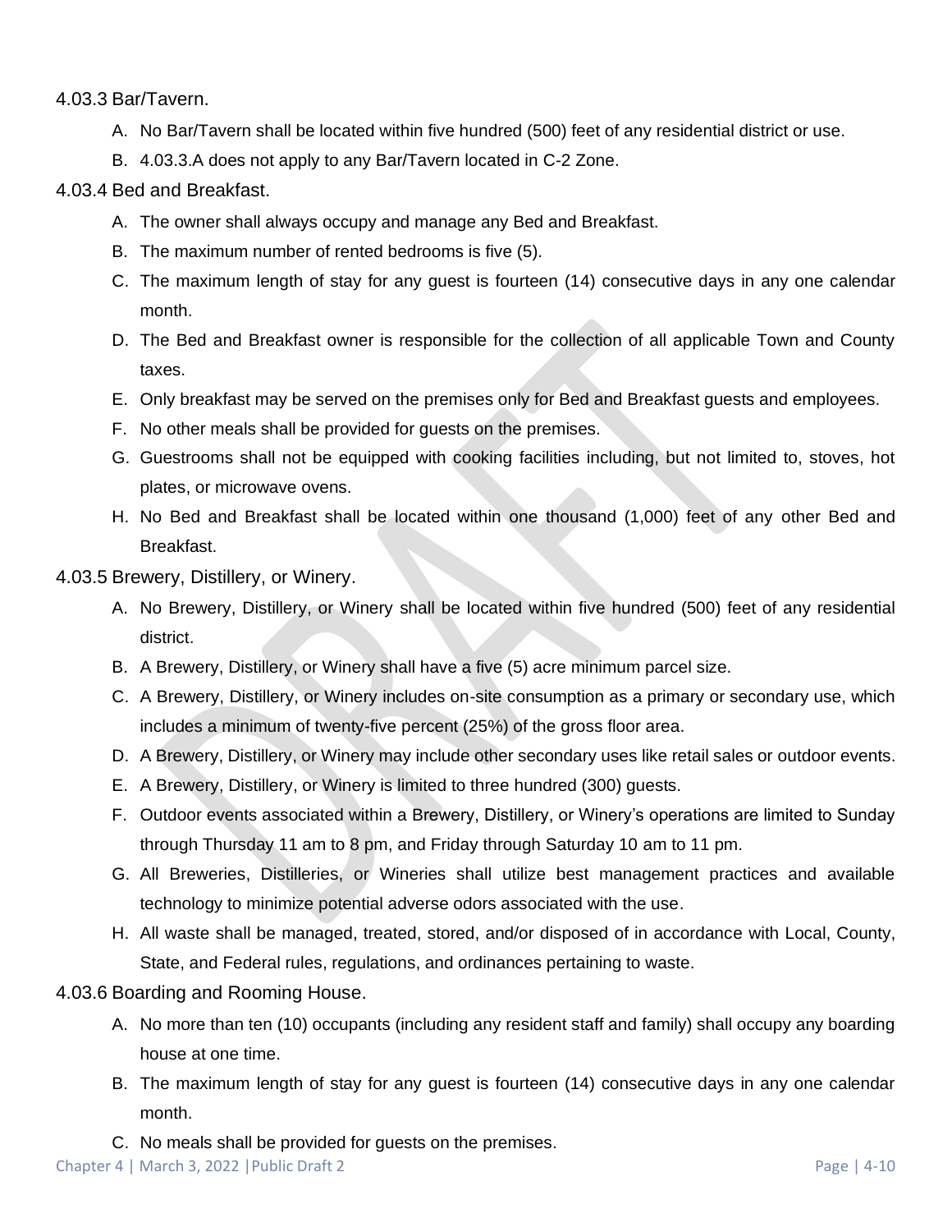4.03.3 Bar/Tavern.

A. No Bar/Tavern shall be located within five hundred (500) feet of any residential district or use.

B. 4.03.3.A does not apply to any Bar/Tavern located in C-2 Zone.

4.03.4 Bed and Breakfast.

A. The owner shall always occupy and manage any Bed and Breakfast.

B. The maximum number of rented bedrooms is five (5).

C. The maximum length of stay for any guest is fourteen (14) consecutive days in any one calendar month.

D. The Bed and Breakfast owner is responsible for the collection of all applicable Town and County taxes.

E. Only breakfast may be served on the premises only for Bed and Breakfast guests and employees.

F. No other meals shall be provided for guests on the premises.

G. Guestrooms shall not be equipped with cooking facilities including, but not limited to, stoves, hot plates, or microwave ovens.

H. No Bed and Breakfast shall be located within one thousand (1,000) feet of any other Bed and Breakfast.

4.03.5 Brewery, Distillery, or Winery.

A. No Brewery, Distillery, or Winery shall be located within five hundred (500) feet of any residential district.

B. A Brewery, Distillery, or Winery shall have a five (5) acre minimum parcel size.

C. A Brewery, Distillery, or Winery includes on-site consumption as a primary or secondary use, which includes a minimum of twenty-five percent (25%) of the gross floor area.

D. A Brewery, Distillery, or Winery may include other secondary uses like retail sales or outdoor events.

E. A Brewery, Distillery, or Winery is limited to three hundred (300) guests.

F. Outdoor events associated within a Brewery, Distillery, or Winery's operations are limited to Sunday through Thursday 11 am to 8 pm, and Friday through Saturday 10 am to 11 pm.

G. All Breweries, Distilleries, or Wineries shall utilize best management practices and available technology to minimize potential adverse odors associated with the use.

H. All waste shall be managed, treated, stored, and/or disposed of in accordance with Local, County, State, and Federal rules, regulations, and ordinances pertaining to waste.

4.03.6 Boarding and Rooming House.

A. No more than ten (10) occupants (including any resident staff and family) shall occupy any boarding house at one time.

B. The maximum length of stay for any guest is fourteen (14) consecutive days in any one calendar month.

C. No meals shall be provided for guests on the premises.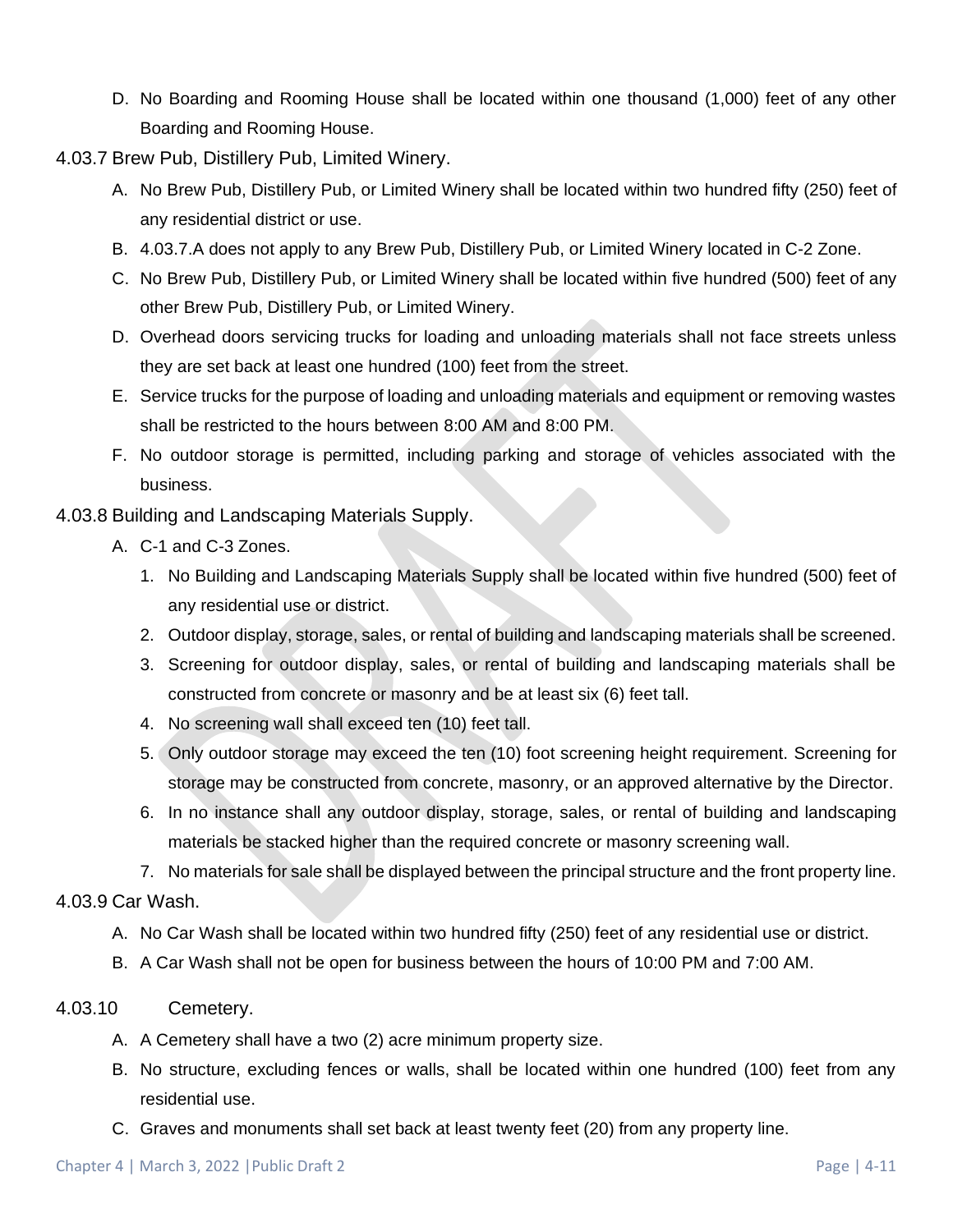D. No Boarding and Rooming House shall be located within one thousand (1,000) feet of any other Boarding and Rooming House.

### 4.03.7 Brew Pub, Distillery Pub, Limited Winery.

A. No Brew Pub, Distillery Pub, or Limited Winery shall be located within two hundred fifty (250) feet of any residential district or use.

B. 4.03.7.A does not apply to any Brew Pub, Distillery Pub, or Limited Winery located in C-2 Zone.

C. No Brew Pub, Distillery Pub, or Limited Winery shall be located within five hundred (500) feet of any other Brew Pub, Distillery Pub, or Limited Winery.

D. Overhead doors servicing trucks for loading and unloading materials shall not face streets unless they are set back at least one hundred (100) feet from the street.

E. Service trucks for the purpose of loading and unloading materials and equipment or removing wastes shall be restricted to the hours between 8:00 AM and 8:00 PM.

F. No outdoor storage is permitted, including parking and storage of vehicles associated with the business.

### 4.03.8 Building and Landscaping Materials Supply.

A. C-1 and C-3 Zones.

1. No Building and Landscaping Materials Supply shall be located within five hundred (500) feet of any residential use or district.
2. Outdoor display, storage, sales, or rental of building and landscaping materials shall be screened.
3. Screening for outdoor display, sales, or rental of building and landscaping materials shall be constructed from concrete or masonry and be at least six (6) feet tall.
4. No screening wall shall exceed ten (10) feet tall.
5. Only outdoor storage may exceed the ten (10) foot screening height requirement. Screening for storage may be constructed from concrete, masonry, or an approved alternative by the Director.
6. In no instance shall any outdoor display, storage, sales, or rental of building and landscaping materials be stacked higher than the required concrete or masonry screening wall.
7. No materials for sale shall be displayed between the principal structure and the front property line.

### 4.03.9 Car Wash.

A. No Car Wash shall be located within two hundred fifty (250) feet of any residential use or district.

B. A Car Wash shall not be open for business between the hours of 10:00 PM and 7:00 AM.

### 4.03.10 Cemetery.

A. A Cemetery shall have a two (2) acre minimum property size.

B. No structure, excluding fences or walls, shall be located within one hundred (100) feet from any residential use.

C. Graves and monuments shall set back at least twenty feet (20) from any property line.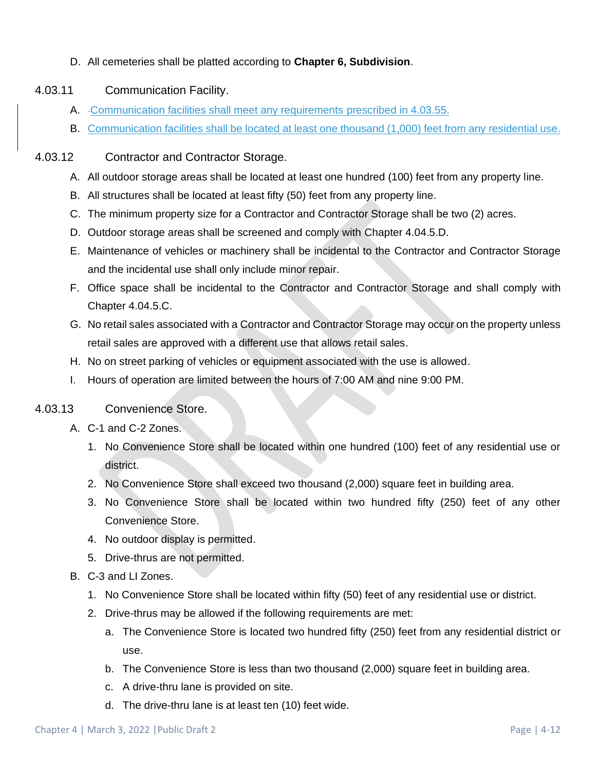D. All cemeteries shall be platted according to **Chapter 6, Subdivision**.

### 4.03.11 Communication Facility.

A. Communication facilities shall meet any requirements prescribed in 4.03.55.

B. Communication facilities shall be located at least one thousand (1,000) feet from any residential use.

### 4.03.12 Contractor and Contractor Storage.

A. All outdoor storage areas shall be located at least one hundred (100) feet from any property line.

B. All structures shall be located at least fifty (50) feet from any property line.

C. The minimum property size for a Contractor and Contractor Storage shall be two (2) acres.

D. Outdoor storage areas shall be screened and comply with Chapter 4.04.5.D.

E. Maintenance of vehicles or machinery shall be incidental to the Contractor and Contractor Storage and the incidental use shall only include minor repair.

F. Office space shall be incidental to the Contractor and Contractor Storage and shall comply with Chapter 4.04.5.C.

G. No retail sales associated with a Contractor and Contractor Storage may occur on the property unless retail sales are approved with a different use that allows retail sales.

H. No on street parking of vehicles or equipment associated with the use is allowed.

I. Hours of operation are limited between the hours of 7:00 AM and nine 9:00 PM.

### 4.03.13 Convenience Store.

A. C-1 and C-2 Zones.

1. No Convenience Store shall be located within one hundred (100) feet of any residential use or district.
2. No Convenience Store shall exceed two thousand (2,000) square feet in building area.
3. No Convenience Store shall be located within two hundred fifty (250) feet of any other Convenience Store.
4. No outdoor display is permitted.
5. Drive-thrus are not permitted.

B. C-3 and LI Zones.

1. No Convenience Store shall be located within fifty (50) feet of any residential use or district.
2. Drive-thrus may be allowed if the following requirements are met:
   a. The Convenience Store is located two hundred fifty (250) feet from any residential district or use.
   b. The Convenience Store is less than two thousand (2,000) square feet in building area.
   c. A drive-thru lane is provided on site.
   d. The drive-thru lane is at least ten (10) feet wide.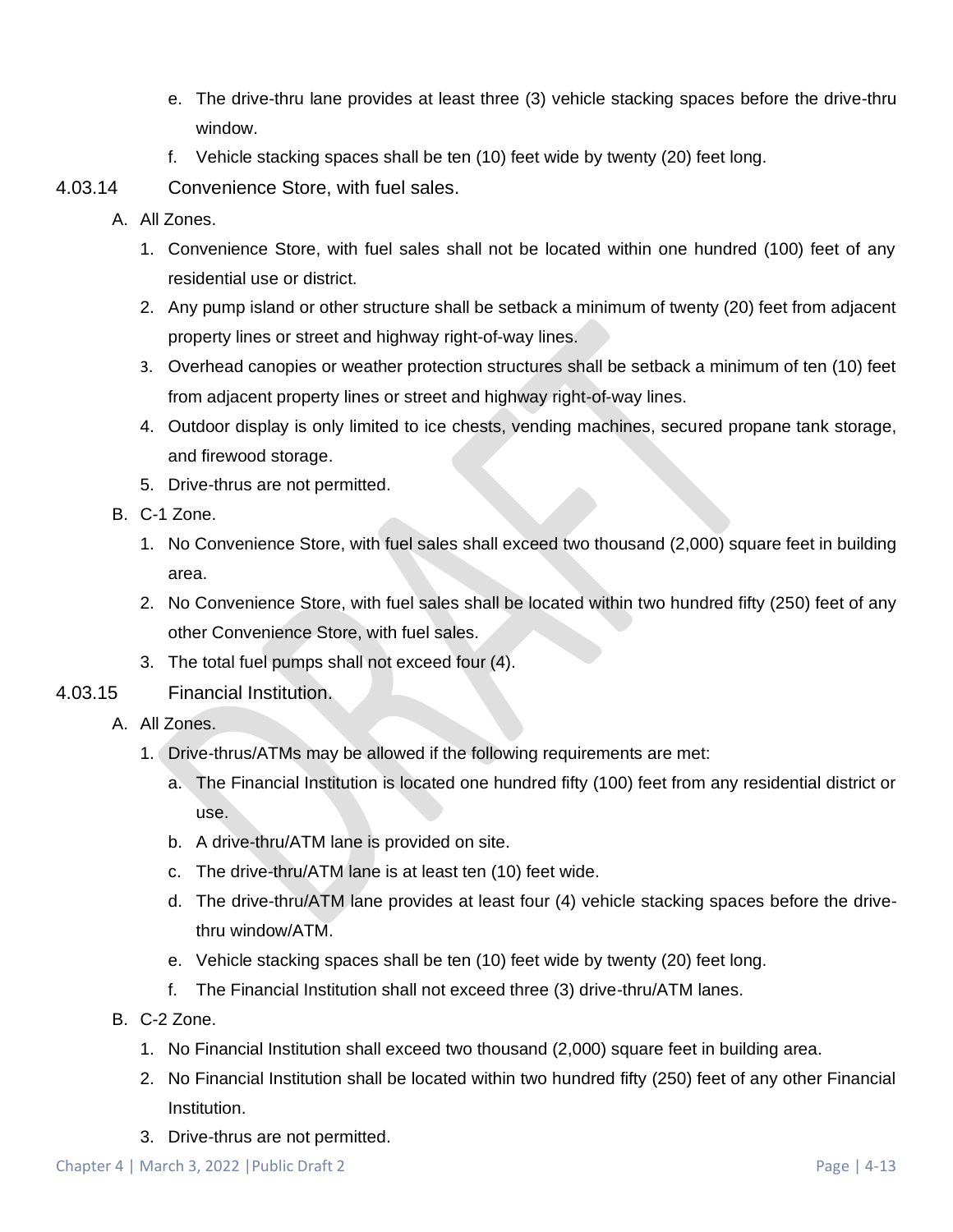e. The drive-thru lane provides at least three (3) vehicle stacking spaces before the drive-thru window.
   f. Vehicle stacking spaces shall be ten (10) feet wide by twenty (20) feet long.

### 4.03.14 Convenience Store, with fuel sales.

A. All Zones.

1. Convenience Store, with fuel sales shall not be located within one hundred (100) feet of any residential use or district.
2. Any pump island or other structure shall be setback a minimum of twenty (20) feet from adjacent property lines or street and highway right-of-way lines.
3. Overhead canopies or weather protection structures shall be setback a minimum of ten (10) feet from adjacent property lines or street and highway right-of-way lines.
4. Outdoor display is only limited to ice chests, vending machines, secured propane tank storage, and firewood storage.
5. Drive-thrus are not permitted.

B. C-1 Zone.

1. No Convenience Store, with fuel sales shall exceed two thousand (2,000) square feet in building area.
2. No Convenience Store, with fuel sales shall be located within two hundred fifty (250) feet of any other Convenience Store, with fuel sales.
3. The total fuel pumps shall not exceed four (4).

### 4.03.15 Financial Institution.

A. All Zones.

1. Drive-thrus/ATMs may be allowed if the following requirements are met:
   a. The Financial Institution is located one hundred fifty (100) feet from any residential district or use.
   b. A drive-thru/ATM lane is provided on site.
   c. The drive-thru/ATM lane is at least ten (10) feet wide.
   d. The drive-thru/ATM lane provides at least four (4) vehicle stacking spaces before the drive-thru window/ATM.
   e. Vehicle stacking spaces shall be ten (10) feet wide by twenty (20) feet long.
   f. The Financial Institution shall not exceed three (3) drive-thru/ATM lanes.

B. C-2 Zone.

1. No Financial Institution shall exceed two thousand (2,000) square feet in building area.
2. No Financial Institution shall be located within two hundred fifty (250) feet of any other Financial Institution.
3. Drive-thrus are not permitted.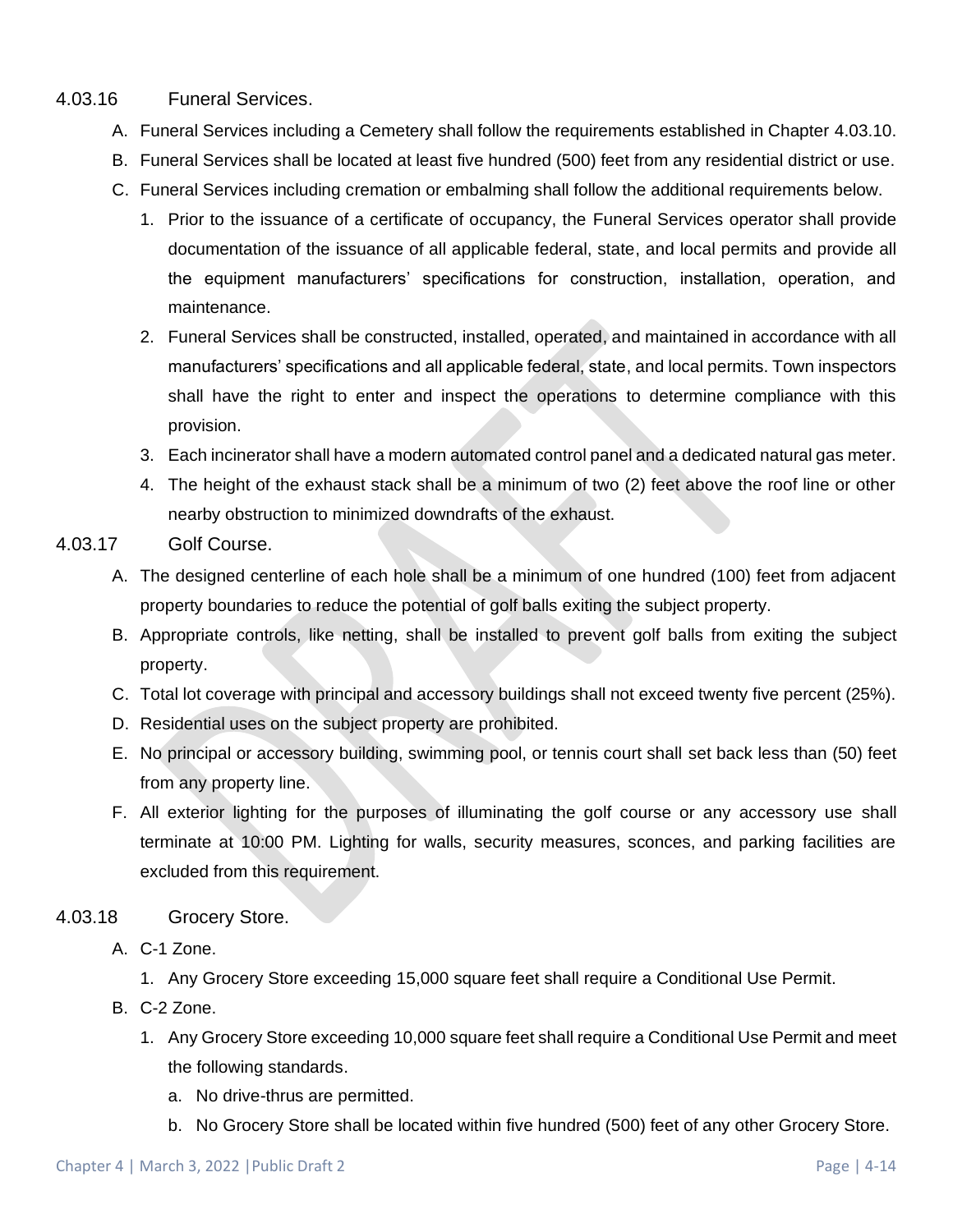### 4.03.16 Funeral Services.

A. Funeral Services including a Cemetery shall follow the requirements established in Chapter 4.03.10.

B. Funeral Services shall be located at least five hundred (500) feet from any residential district or use.

C. Funeral Services including cremation or embalming shall follow the additional requirements below.

1. Prior to the issuance of a certificate of occupancy, the Funeral Services operator shall provide documentation of the issuance of all applicable federal, state, and local permits and provide all the equipment manufacturers' specifications for construction, installation, operation, and maintenance.
2. Funeral Services shall be constructed, installed, operated, and maintained in accordance with all manufacturers' specifications and all applicable federal, state, and local permits. Town inspectors shall have the right to enter and inspect the operations to determine compliance with this provision.
3. Each incinerator shall have a modern automated control panel and a dedicated natural gas meter.
4. The height of the exhaust stack shall be a minimum of two (2) feet above the roof line or other nearby obstruction to minimized downdrafts of the exhaust.

### 4.03.17 Golf Course.

A. The designed centerline of each hole shall be a minimum of one hundred (100) feet from adjacent property boundaries to reduce the potential of golf balls exiting the subject property.

B. Appropriate controls, like netting, shall be installed to prevent golf balls from exiting the subject property.

C. Total lot coverage with principal and accessory buildings shall not exceed twenty five percent (25%).

D. Residential uses on the subject property are prohibited.

E. No principal or accessory building, swimming pool, or tennis court shall set back less than (50) feet from any property line.

F. All exterior lighting for the purposes of illuminating the golf course or any accessory use shall terminate at 10:00 PM. Lighting for walls, security measures, sconces, and parking facilities are excluded from this requirement.

### 4.03.18 Grocery Store.

A. C-1 Zone.

1. Any Grocery Store exceeding 15,000 square feet shall require a Conditional Use Permit.

B. C-2 Zone.

1. Any Grocery Store exceeding 10,000 square feet shall require a Conditional Use Permit and meet the following standards.
   a. No drive-thrus are permitted.
   b. No Grocery Store shall be located within five hundred (500) feet of any other Grocery Store.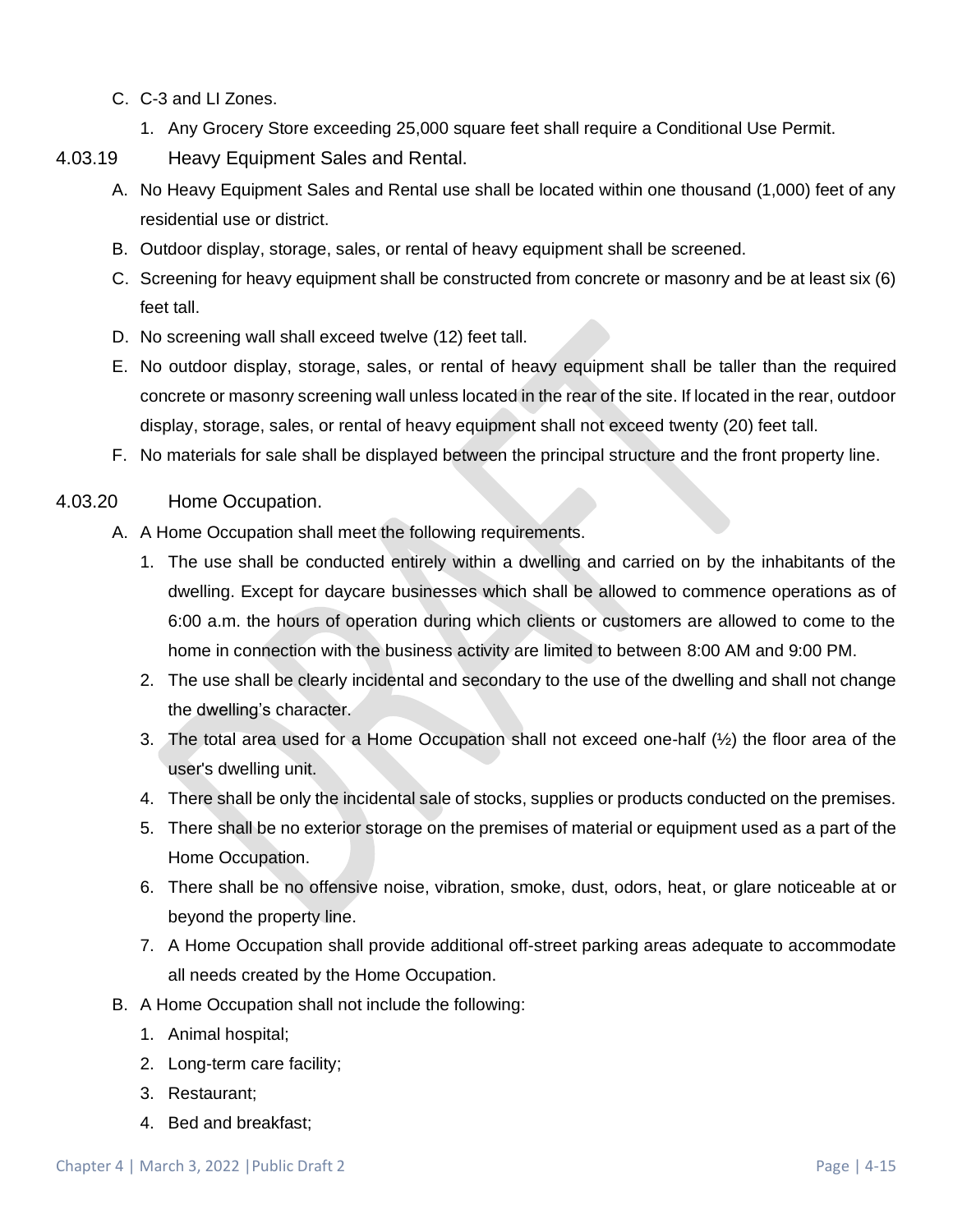C. C-3 and LI Zones.

1. Any Grocery Store exceeding 25,000 square feet shall require a Conditional Use Permit.

### 4.03.19 Heavy Equipment Sales and Rental.

A. No Heavy Equipment Sales and Rental use shall be located within one thousand (1,000) feet of any residential use or district.

B. Outdoor display, storage, sales, or rental of heavy equipment shall be screened.

C. Screening for heavy equipment shall be constructed from concrete or masonry and be at least six (6) feet tall.

D. No screening wall shall exceed twelve (12) feet tall.

E. No outdoor display, storage, sales, or rental of heavy equipment shall be taller than the required concrete or masonry screening wall unless located in the rear of the site. If located in the rear, outdoor display, storage, sales, or rental of heavy equipment shall not exceed twenty (20) feet tall.

F. No materials for sale shall be displayed between the principal structure and the front property line.

### 4.03.20 Home Occupation.

A. A Home Occupation shall meet the following requirements.

1. The use shall be conducted entirely within a dwelling and carried on by the inhabitants of the dwelling. Except for daycare businesses which shall be allowed to commence operations as of 6:00 a.m. the hours of operation during which clients or customers are allowed to come to the home in connection with the business activity are limited to between 8:00 AM and 9:00 PM.
2. The use shall be clearly incidental and secondary to the use of the dwelling and shall not change the dwelling's character.
3. The total area used for a Home Occupation shall not exceed one-half (½) the floor area of the user's dwelling unit.
4. There shall be only the incidental sale of stocks, supplies or products conducted on the premises.
5. There shall be no exterior storage on the premises of material or equipment used as a part of the Home Occupation.
6. There shall be no offensive noise, vibration, smoke, dust, odors, heat, or glare noticeable at or beyond the property line.
7. A Home Occupation shall provide additional off-street parking areas adequate to accommodate all needs created by the Home Occupation.

B. A Home Occupation shall not include the following:

1. Animal hospital;
2. Long-term care facility;
3. Restaurant;
4. Bed and breakfast;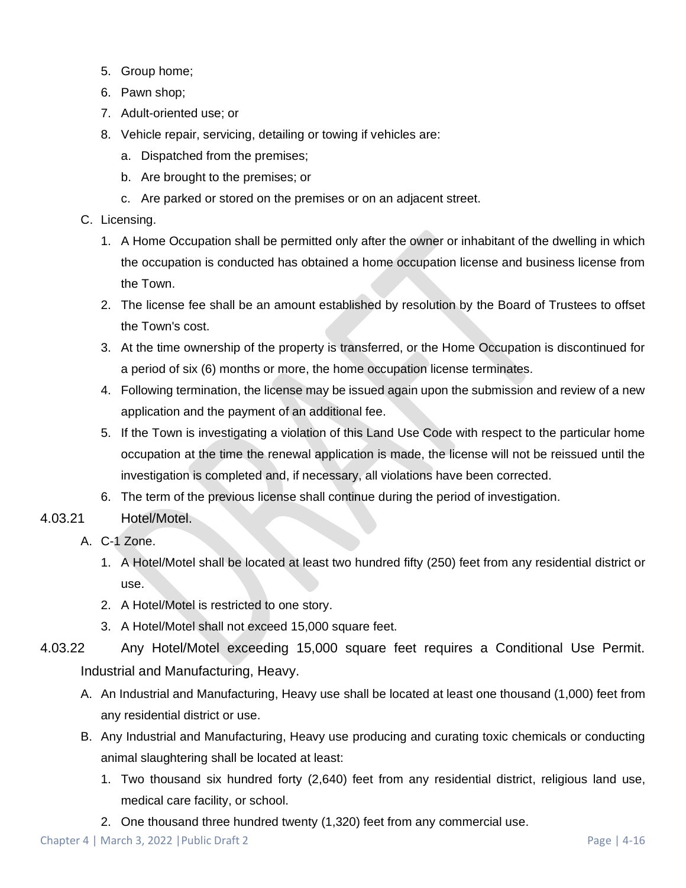5. Group home;
6. Pawn shop;
7. Adult-oriented use; or
8. Vehicle repair, servicing, detailing or towing if vehicles are:
   a. Dispatched from the premises;
   b. Are brought to the premises; or
   c. Are parked or stored on the premises or on an adjacent street.

C. Licensing.

1. A Home Occupation shall be permitted only after the owner or inhabitant of the dwelling in which the occupation is conducted has obtained a home occupation license and business license from the Town.
2. The license fee shall be an amount established by resolution by the Board of Trustees to offset the Town's cost.
3. At the time ownership of the property is transferred, or the Home Occupation is discontinued for a period of six (6) months or more, the home occupation license terminates.
4. Following termination, the license may be issued again upon the submission and review of a new application and the payment of an additional fee.
5. If the Town is investigating a violation of this Land Use Code with respect to the particular home occupation at the time the renewal application is made, the license will not be reissued until the investigation is completed and, if necessary, all violations have been corrected.
6. The term of the previous license shall continue during the period of investigation.

### 4.03.21 Hotel/Motel.

A. C-1 Zone.

1. A Hotel/Motel shall be located at least two hundred fifty (250) feet from any residential district or use.
2. A Hotel/Motel is restricted to one story.
3. A Hotel/Motel shall not exceed 15,000 square feet.

### 4.03.22 Any Hotel/Motel exceeding 15,000 square feet requires a Conditional Use Permit. Industrial and Manufacturing, Heavy.

A. An Industrial and Manufacturing, Heavy use shall be located at least one thousand (1,000) feet from any residential district or use.

B. Any Industrial and Manufacturing, Heavy use producing and curating toxic chemicals or conducting animal slaughtering shall be located at least:

1. Two thousand six hundred forty (2,640) feet from any residential district, religious land use, medical care facility, or school.
2. One thousand three hundred twenty (1,320) feet from any commercial use.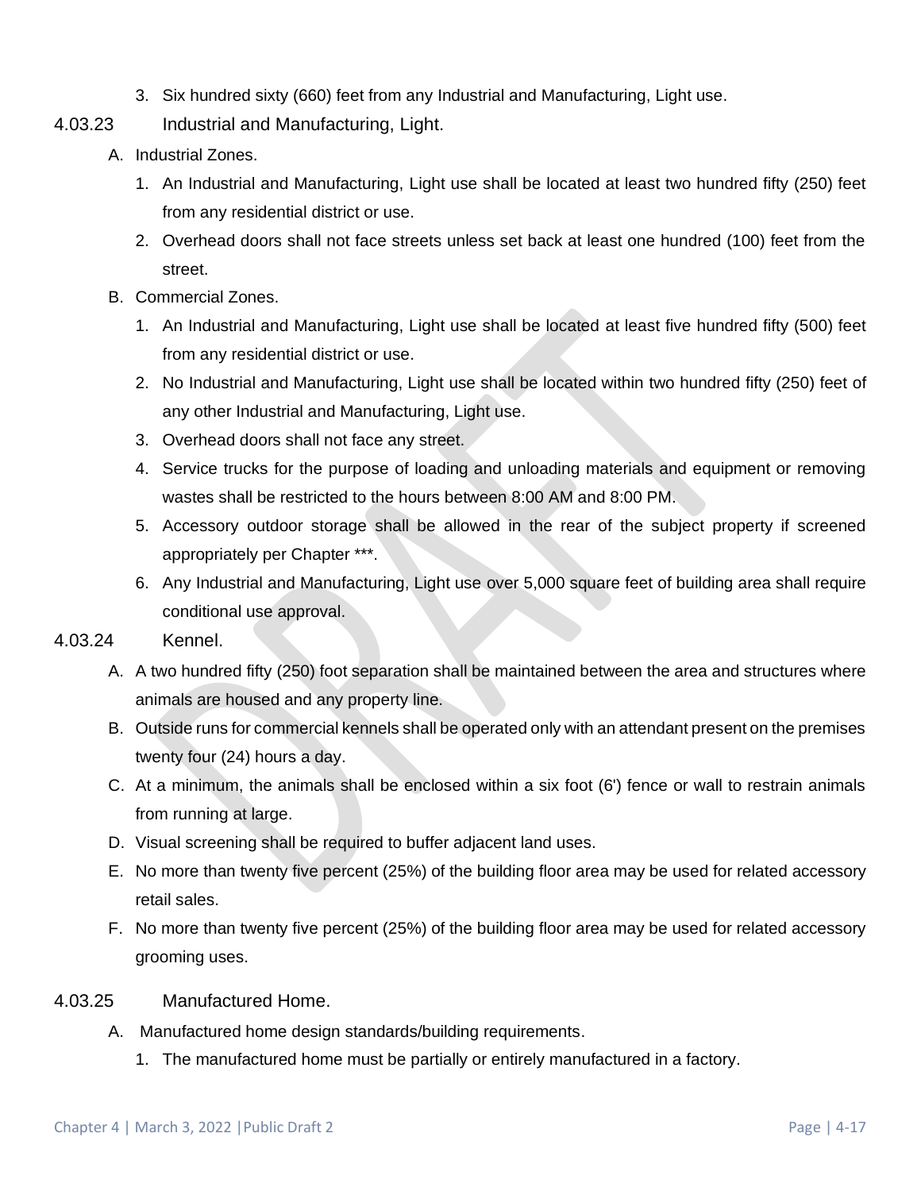3. Six hundred sixty (660) feet from any Industrial and Manufacturing, Light use.

### 4.03.23 Industrial and Manufacturing, Light.

A. Industrial Zones.

1. An Industrial and Manufacturing, Light use shall be located at least two hundred fifty (250) feet from any residential district or use.
2. Overhead doors shall not face streets unless set back at least one hundred (100) feet from the street.

B. Commercial Zones.

1. An Industrial and Manufacturing, Light use shall be located at least five hundred fifty (500) feet from any residential district or use.
2. No Industrial and Manufacturing, Light use shall be located within two hundred fifty (250) feet of any other Industrial and Manufacturing, Light use.
3. Overhead doors shall not face any street.
4. Service trucks for the purpose of loading and unloading materials and equipment or removing wastes shall be restricted to the hours between 8:00 AM and 8:00 PM.
5. Accessory outdoor storage shall be allowed in the rear of the subject property if screened appropriately per Chapter ***.
6. Any Industrial and Manufacturing, Light use over 5,000 square feet of building area shall require conditional use approval.

### 4.03.24 Kennel.

A. A two hundred fifty (250) foot separation shall be maintained between the area and structures where animals are housed and any property line.

B. Outside runs for commercial kennels shall be operated only with an attendant present on the premises twenty four (24) hours a day.

C. At a minimum, the animals shall be enclosed within a six foot (6') fence or wall to restrain animals from running at large.

D. Visual screening shall be required to buffer adjacent land uses.

E. No more than twenty five percent (25%) of the building floor area may be used for related accessory retail sales.

F. No more than twenty five percent (25%) of the building floor area may be used for related accessory grooming uses.

### 4.03.25 Manufactured Home.

A. Manufactured home design standards/building requirements.

1. The manufactured home must be partially or entirely manufactured in a factory.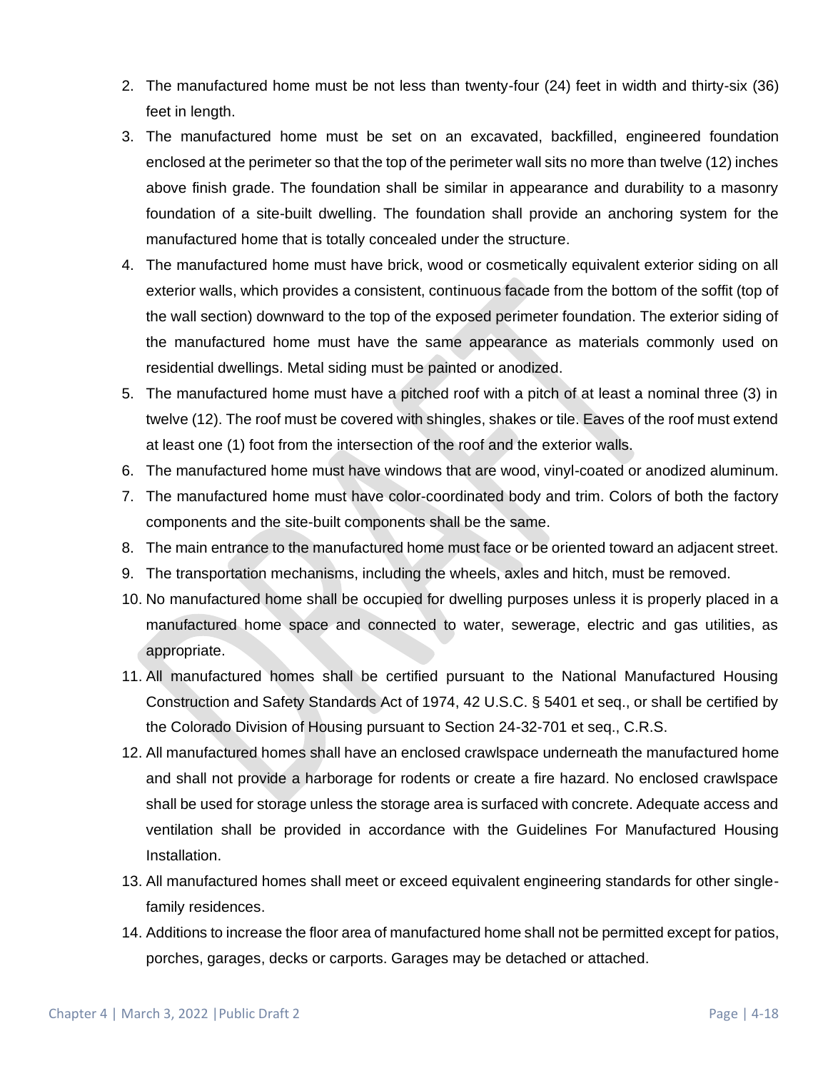2. The manufactured home must be not less than twenty-four (24) feet in width and thirty-six (36) feet in length.
3. The manufactured home must be set on an excavated, backfilled, engineered foundation enclosed at the perimeter so that the top of the perimeter wall sits no more than twelve (12) inches above finish grade. The foundation shall be similar in appearance and durability to a masonry foundation of a site-built dwelling. The foundation shall provide an anchoring system for the manufactured home that is totally concealed under the structure.
4. The manufactured home must have brick, wood or cosmetically equivalent exterior siding on all exterior walls, which provides a consistent, continuous facade from the bottom of the soffit (top of the wall section) downward to the top of the exposed perimeter foundation. The exterior siding of the manufactured home must have the same appearance as materials commonly used on residential dwellings. Metal siding must be painted or anodized.
5. The manufactured home must have a pitched roof with a pitch of at least a nominal three (3) in twelve (12). The roof must be covered with shingles, shakes or tile. Eaves of the roof must extend at least one (1) foot from the intersection of the roof and the exterior walls.
6. The manufactured home must have windows that are wood, vinyl-coated or anodized aluminum.
7. The manufactured home must have color-coordinated body and trim. Colors of both the factory components and the site-built components shall be the same.
8. The main entrance to the manufactured home must face or be oriented toward an adjacent street.
9. The transportation mechanisms, including the wheels, axles and hitch, must be removed.
10. No manufactured home shall be occupied for dwelling purposes unless it is properly placed in a manufactured home space and connected to water, sewerage, electric and gas utilities, as appropriate.
11. All manufactured homes shall be certified pursuant to the National Manufactured Housing Construction and Safety Standards Act of 1974, 42 U.S.C. § 5401 et seq., or shall be certified by the Colorado Division of Housing pursuant to Section 24-32-701 et seq., C.R.S.
12. All manufactured homes shall have an enclosed crawlspace underneath the manufactured home and shall not provide a harborage for rodents or create a fire hazard. No enclosed crawlspace shall be used for storage unless the storage area is surfaced with concrete. Adequate access and ventilation shall be provided in accordance with the Guidelines For Manufactured Housing Installation.
13. All manufactured homes shall meet or exceed equivalent engineering standards for other single-family residences.
14. Additions to increase the floor area of manufactured home shall not be permitted except for patios, porches, garages, decks or carports. Garages may be detached or attached.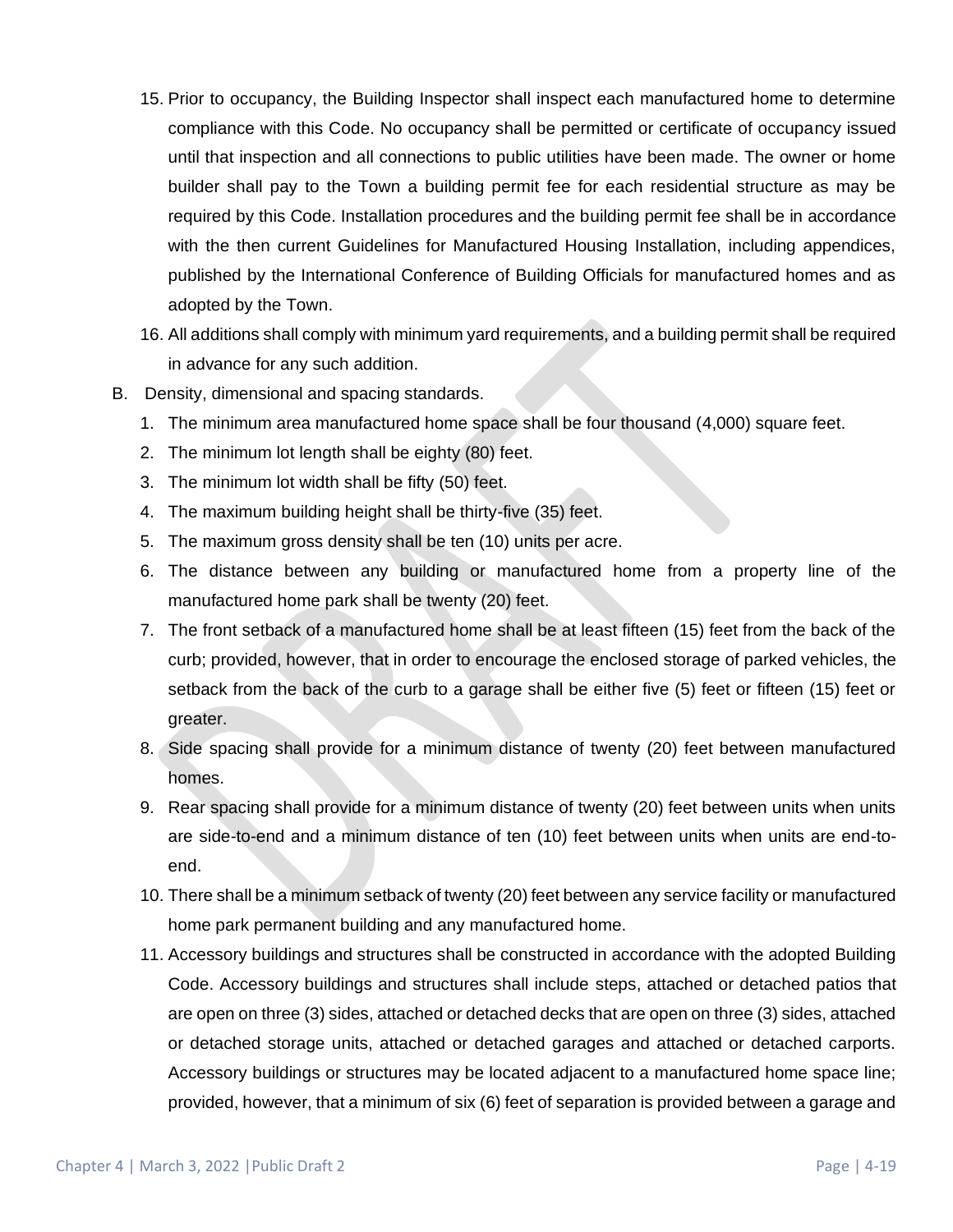15. Prior to occupancy, the Building Inspector shall inspect each manufactured home to determine compliance with this Code. No occupancy shall be permitted or certificate of occupancy issued until that inspection and all connections to public utilities have been made. The owner or home builder shall pay to the Town a building permit fee for each residential structure as may be required by this Code. Installation procedures and the building permit fee shall be in accordance with the then current Guidelines for Manufactured Housing Installation, including appendices, published by the International Conference of Building Officials for manufactured homes and as adopted by the Town.
16. All additions shall comply with minimum yard requirements, and a building permit shall be required in advance for any such addition.

B. Density, dimensional and spacing standards.

1. The minimum area manufactured home space shall be four thousand (4,000) square feet.
2. The minimum lot length shall be eighty (80) feet.
3. The minimum lot width shall be fifty (50) feet.
4. The maximum building height shall be thirty-five (35) feet.
5. The maximum gross density shall be ten (10) units per acre.
6. The distance between any building or manufactured home from a property line of the manufactured home park shall be twenty (20) feet.
7. The front setback of a manufactured home shall be at least fifteen (15) feet from the back of the curb; provided, however, that in order to encourage the enclosed storage of parked vehicles, the setback from the back of the curb to a garage shall be either five (5) feet or fifteen (15) feet or greater.
8. Side spacing shall provide for a minimum distance of twenty (20) feet between manufactured homes.
9. Rear spacing shall provide for a minimum distance of twenty (20) feet between units when units are side-to-end and a minimum distance of ten (10) feet between units when units are end-to-end.
10. There shall be a minimum setback of twenty (20) feet between any service facility or manufactured home park permanent building and any manufactured home.
11. Accessory buildings and structures shall be constructed in accordance with the adopted Building Code. Accessory buildings and structures shall include steps, attached or detached patios that are open on three (3) sides, attached or detached decks that are open on three (3) sides, attached or detached storage units, attached or detached garages and attached or detached carports. Accessory buildings or structures may be located adjacent to a manufactured home space line; provided, however, that a minimum of six (6) feet of separation is provided between a garage and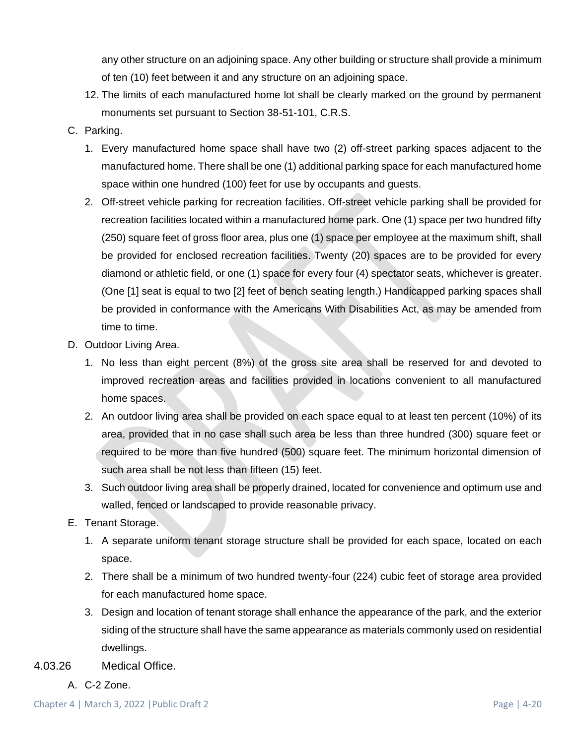any other structure on an adjoining space. Any other building or structure shall provide a minimum of ten (10) feet between it and any structure on an adjoining space.

12. The limits of each manufactured home lot shall be clearly marked on the ground by permanent monuments set pursuant to Section 38-51-101, C.R.S.

C. Parking.

1. Every manufactured home space shall have two (2) off-street parking spaces adjacent to the manufactured home. There shall be one (1) additional parking space for each manufactured home space within one hundred (100) feet for use by occupants and guests.
2. Off-street vehicle parking for recreation facilities. Off-street vehicle parking shall be provided for recreation facilities located within a manufactured home park. One (1) space per two hundred fifty (250) square feet of gross floor area, plus one (1) space per employee at the maximum shift, shall be provided for enclosed recreation facilities. Twenty (20) spaces are to be provided for every diamond or athletic field, or one (1) space for every four (4) spectator seats, whichever is greater. (One [1] seat is equal to two [2] feet of bench seating length.) Handicapped parking spaces shall be provided in conformance with the Americans With Disabilities Act, as may be amended from time to time.

D. Outdoor Living Area.

1. No less than eight percent (8%) of the gross site area shall be reserved for and devoted to improved recreation areas and facilities provided in locations convenient to all manufactured home spaces.
2. An outdoor living area shall be provided on each space equal to at least ten percent (10%) of its area, provided that in no case shall such area be less than three hundred (300) square feet or required to be more than five hundred (500) square feet. The minimum horizontal dimension of such area shall be not less than fifteen (15) feet.
3. Such outdoor living area shall be properly drained, located for convenience and optimum use and walled, fenced or landscaped to provide reasonable privacy.

E. Tenant Storage.

1. A separate uniform tenant storage structure shall be provided for each space, located on each space.
2. There shall be a minimum of two hundred twenty-four (224) cubic feet of storage area provided for each manufactured home space.
3. Design and location of tenant storage shall enhance the appearance of the park, and the exterior siding of the structure shall have the same appearance as materials commonly used on residential dwellings.

### 4.03.26 Medical Office.

A. C-2 Zone.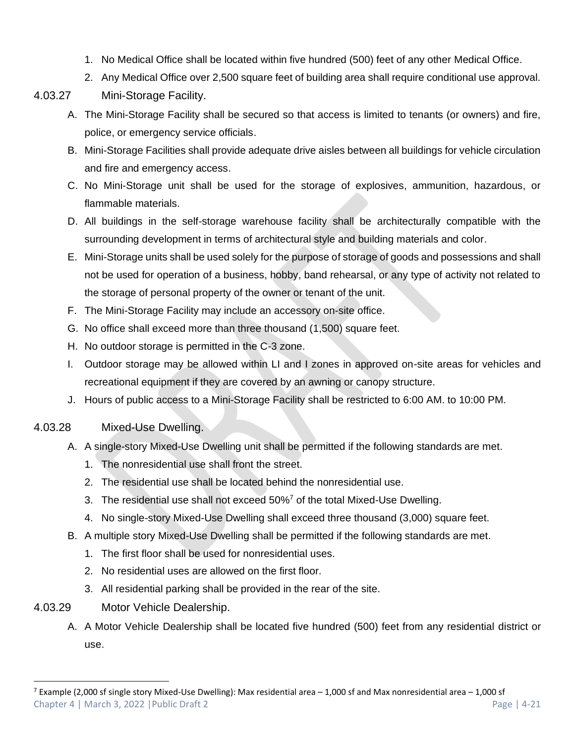1. No Medical Office shall be located within five hundred (500) feet of any other Medical Office.
2. Any Medical Office over 2,500 square feet of building area shall require conditional use approval.

### 4.03.27 Mini-Storage Facility.

A. The Mini-Storage Facility shall be secured so that access is limited to tenants (or owners) and fire, police, or emergency service officials.

B. Mini-Storage Facilities shall provide adequate drive aisles between all buildings for vehicle circulation and fire and emergency access.

C. No Mini-Storage unit shall be used for the storage of explosives, ammunition, hazardous, or flammable materials.

D. All buildings in the self-storage warehouse facility shall be architecturally compatible with the surrounding development in terms of architectural style and building materials and color.

E. Mini-Storage units shall be used solely for the purpose of storage of goods and possessions and shall not be used for operation of a business, hobby, band rehearsal, or any type of activity not related to the storage of personal property of the owner or tenant of the unit.

F. The Mini-Storage Facility may include an accessory on-site office.

G. No office shall exceed more than three thousand (1,500) square feet.

H. No outdoor storage is permitted in the C-3 zone.

I. Outdoor storage may be allowed within LI and I zones in approved on-site areas for vehicles and recreational equipment if they are covered by an awning or canopy structure.

J. Hours of public access to a Mini-Storage Facility shall be restricted to 6:00 AM. to 10:00 PM.

### 4.03.28 Mixed-Use Dwelling.

A. A single-story Mixed-Use Dwelling unit shall be permitted if the following standards are met.
1. The nonresidential use shall front the street.
2. The residential use shall be located behind the nonresidential use.
3. The residential use shall not exceed 50%[7] of the total Mixed-Use Dwelling.
4. No single-story Mixed-Use Dwelling shall exceed three thousand (3,000) square feet.

B. A multiple story Mixed-Use Dwelling shall be permitted if the following standards are met.
1. The first floor shall be used for nonresidential uses.
2. No residential uses are allowed on the first floor.
3. All residential parking shall be provided in the rear of the site.

### 4.03.29 Motor Vehicle Dealership.

A. A Motor Vehicle Dealership shall be located five hundred (500) feet from any residential district or use.

---

[7] Example (2,000 sf single story Mixed-Use Dwelling): Max residential area – 1,000 sf and Max nonresidential area – 1,000 sf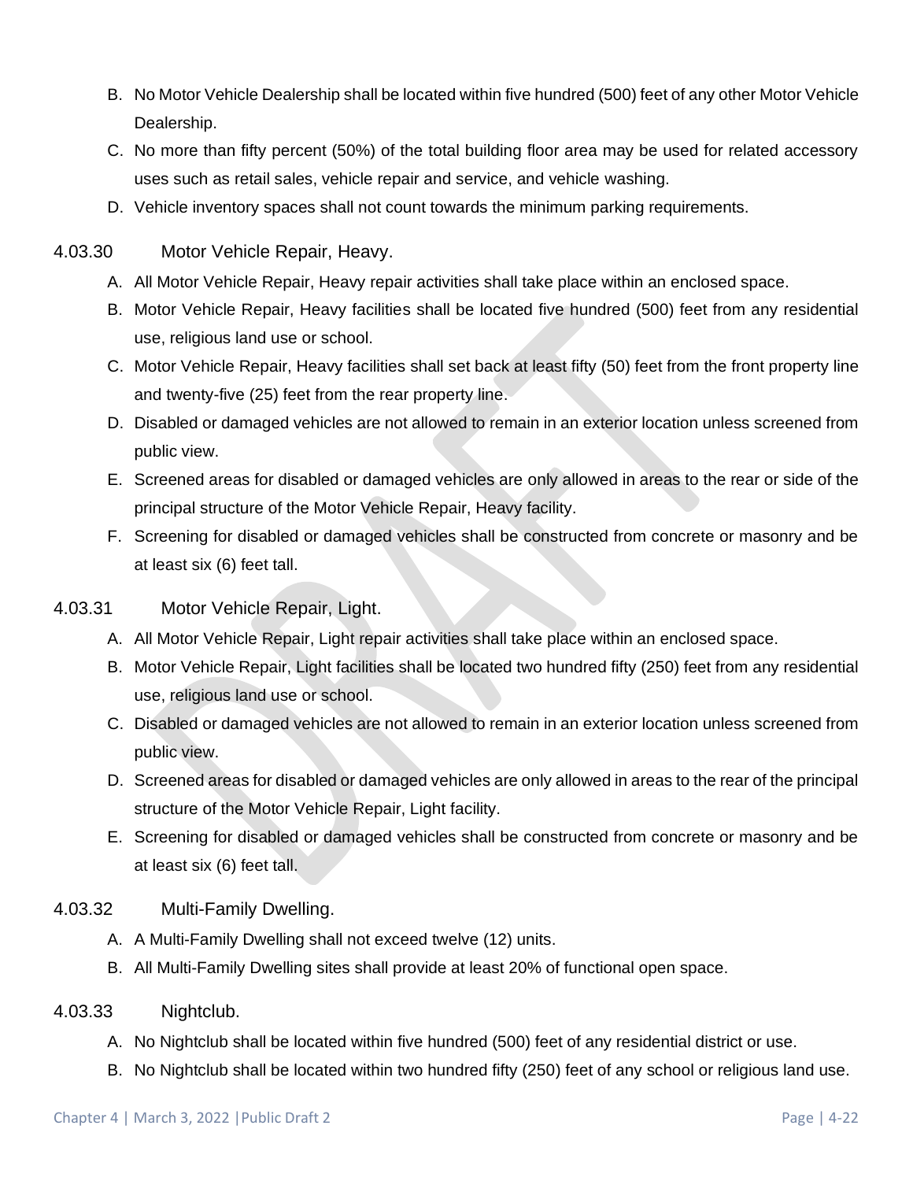B. No Motor Vehicle Dealership shall be located within five hundred (500) feet of any other Motor Vehicle Dealership.

C. No more than fifty percent (50%) of the total building floor area may be used for related accessory uses such as retail sales, vehicle repair and service, and vehicle washing.

D. Vehicle inventory spaces shall not count towards the minimum parking requirements.

### 4.03.30 Motor Vehicle Repair, Heavy.

A. All Motor Vehicle Repair, Heavy repair activities shall take place within an enclosed space.

B. Motor Vehicle Repair, Heavy facilities shall be located five hundred (500) feet from any residential use, religious land use or school.

C. Motor Vehicle Repair, Heavy facilities shall set back at least fifty (50) feet from the front property line and twenty-five (25) feet from the rear property line.

D. Disabled or damaged vehicles are not allowed to remain in an exterior location unless screened from public view.

E. Screened areas for disabled or damaged vehicles are only allowed in areas to the rear or side of the principal structure of the Motor Vehicle Repair, Heavy facility.

F. Screening for disabled or damaged vehicles shall be constructed from concrete or masonry and be at least six (6) feet tall.

### 4.03.31 Motor Vehicle Repair, Light.

A. All Motor Vehicle Repair, Light repair activities shall take place within an enclosed space.

B. Motor Vehicle Repair, Light facilities shall be located two hundred fifty (250) feet from any residential use, religious land use or school.

C. Disabled or damaged vehicles are not allowed to remain in an exterior location unless screened from public view.

D. Screened areas for disabled or damaged vehicles are only allowed in areas to the rear of the principal structure of the Motor Vehicle Repair, Light facility.

E. Screening for disabled or damaged vehicles shall be constructed from concrete or masonry and be at least six (6) feet tall.

### 4.03.32 Multi-Family Dwelling.

A. A Multi-Family Dwelling shall not exceed twelve (12) units.

B. All Multi-Family Dwelling sites shall provide at least 20% of functional open space.

### 4.03.33 Nightclub.

A. No Nightclub shall be located within five hundred (500) feet of any residential district or use.

B. No Nightclub shall be located within two hundred fifty (250) feet of any school or religious land use.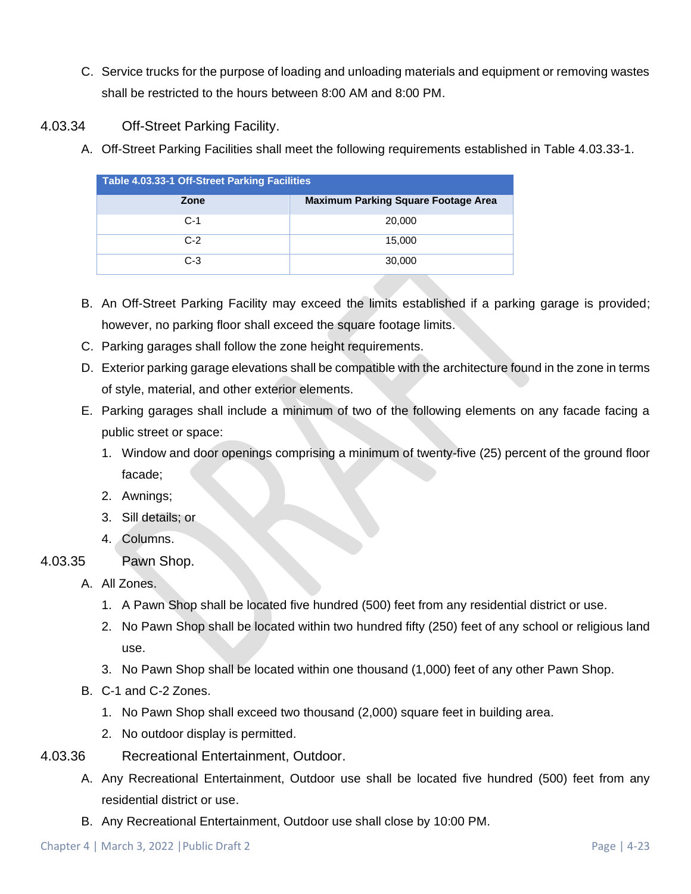C. Service trucks for the purpose of loading and unloading materials and equipment or removing wastes shall be restricted to the hours between 8:00 AM and 8:00 PM.

### 4.03.34 Off-Street Parking Facility.

A. Off-Street Parking Facilities shall meet the following requirements established in Table 4.03.33-1.

| Table 4.03.33-1 Off-Street Parking Facilities | |
|---|---|
| **Zone** | **Maximum Parking Square Footage Area** |
| C-1 | 20,000 |
| C-2 | 15,000 |
| C-3 | 30,000 |

B. An Off-Street Parking Facility may exceed the limits established if a parking garage is provided; however, no parking floor shall exceed the square footage limits.

C. Parking garages shall follow the zone height requirements.

D. Exterior parking garage elevations shall be compatible with the architecture found in the zone in terms of style, material, and other exterior elements.

E. Parking garages shall include a minimum of two of the following elements on any facade facing a public street or space:

1. Window and door openings comprising a minimum of twenty-five (25) percent of the ground floor facade;
2. Awnings;
3. Sill details; or
4. Columns.

### 4.03.35 Pawn Shop.

A. All Zones.

1. A Pawn Shop shall be located five hundred (500) feet from any residential district or use.
2. No Pawn Shop shall be located within two hundred fifty (250) feet of any school or religious land use.
3. No Pawn Shop shall be located within one thousand (1,000) feet of any other Pawn Shop.

B. C-1 and C-2 Zones.

1. No Pawn Shop shall exceed two thousand (2,000) square feet in building area.
2. No outdoor display is permitted.

### 4.03.36 Recreational Entertainment, Outdoor.

A. Any Recreational Entertainment, Outdoor use shall be located five hundred (500) feet from any residential district or use.

B. Any Recreational Entertainment, Outdoor use shall close by 10:00 PM.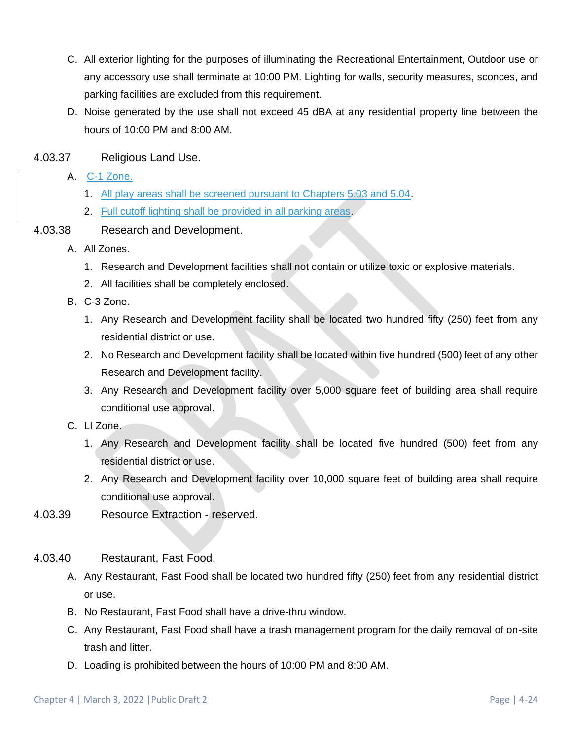C. All exterior lighting for the purposes of illuminating the Recreational Entertainment, Outdoor use or any accessory use shall terminate at 10:00 PM. Lighting for walls, security measures, sconces, and parking facilities are excluded from this requirement.

D. Noise generated by the use shall not exceed 45 dBA at any residential property line between the hours of 10:00 PM and 8:00 AM.

### 4.03.37 Religious Land Use.

A. C-1 Zone.

1. All play areas shall be screened pursuant to Chapters 5.03 and 5.04.
2. Full cutoff lighting shall be provided in all parking areas.

### 4.03.38 Research and Development.

A. All Zones.

1. Research and Development facilities shall not contain or utilize toxic or explosive materials.
2. All facilities shall be completely enclosed.

B. C-3 Zone.

1. Any Research and Development facility shall be located two hundred fifty (250) feet from any residential district or use.
2. No Research and Development facility shall be located within five hundred (500) feet of any other Research and Development facility.
3. Any Research and Development facility over 5,000 square feet of building area shall require conditional use approval.

C. LI Zone.

1. Any Research and Development facility shall be located five hundred (500) feet from any residential district or use.
2. Any Research and Development facility over 10,000 square feet of building area shall require conditional use approval.

### 4.03.39 Resource Extraction - reserved.

### 4.03.40 Restaurant, Fast Food.

A. Any Restaurant, Fast Food shall be located two hundred fifty (250) feet from any residential district or use.

B. No Restaurant, Fast Food shall have a drive-thru window.

C. Any Restaurant, Fast Food shall have a trash management program for the daily removal of on-site trash and litter.

D. Loading is prohibited between the hours of 10:00 PM and 8:00 AM.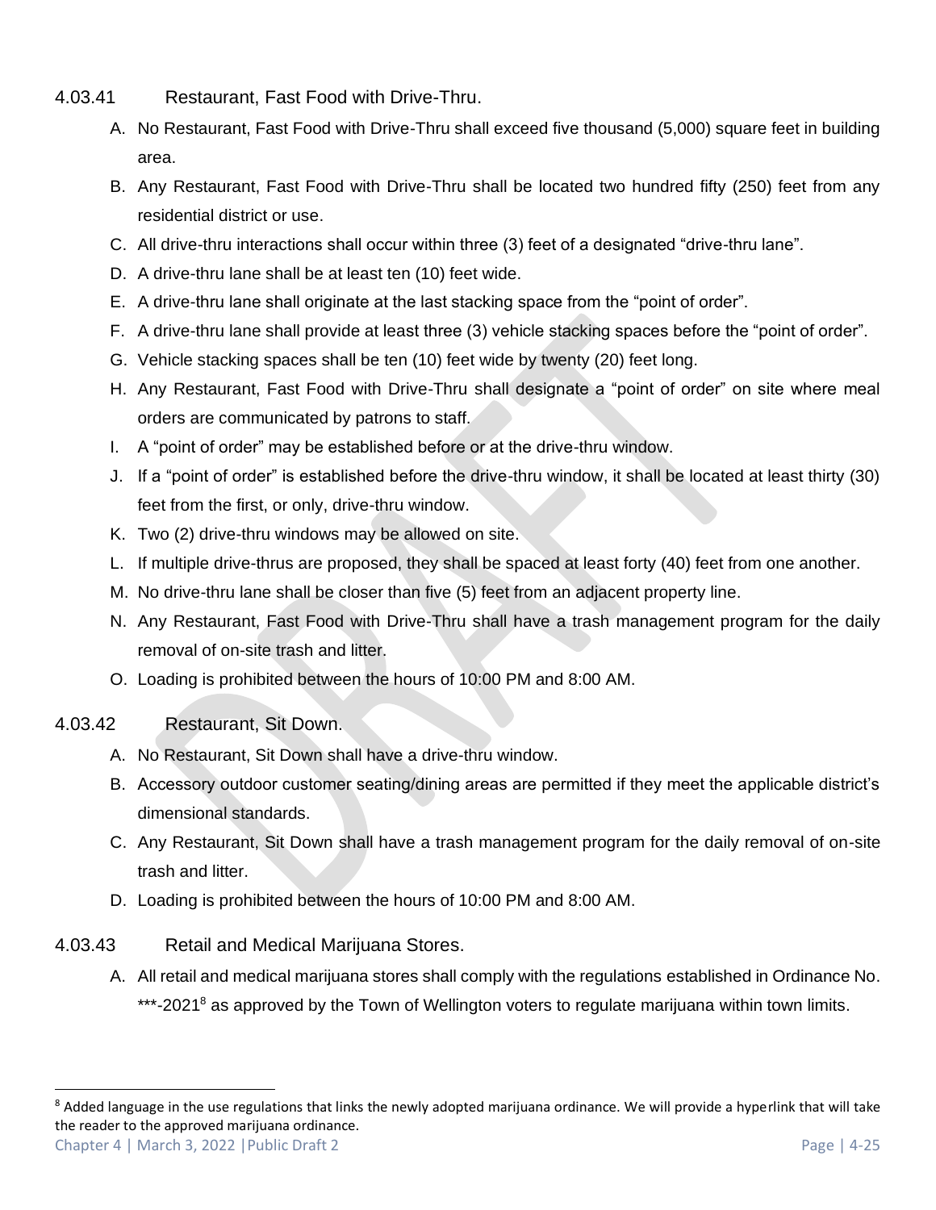### 4.03.41 Restaurant, Fast Food with Drive-Thru.

A. No Restaurant, Fast Food with Drive-Thru shall exceed five thousand (5,000) square feet in building area.

B. Any Restaurant, Fast Food with Drive-Thru shall be located two hundred fifty (250) feet from any residential district or use.

C. All drive-thru interactions shall occur within three (3) feet of a designated "drive-thru lane".

D. A drive-thru lane shall be at least ten (10) feet wide.

E. A drive-thru lane shall originate at the last stacking space from the "point of order".

F. A drive-thru lane shall provide at least three (3) vehicle stacking spaces before the "point of order".

G. Vehicle stacking spaces shall be ten (10) feet wide by twenty (20) feet long.

H. Any Restaurant, Fast Food with Drive-Thru shall designate a "point of order" on site where meal orders are communicated by patrons to staff.

I. A "point of order" may be established before or at the drive-thru window.

J. If a "point of order" is established before the drive-thru window, it shall be located at least thirty (30) feet from the first, or only, drive-thru window.

K. Two (2) drive-thru windows may be allowed on site.

L. If multiple drive-thrus are proposed, they shall be spaced at least forty (40) feet from one another.

M. No drive-thru lane shall be closer than five (5) feet from an adjacent property line.

N. Any Restaurant, Fast Food with Drive-Thru shall have a trash management program for the daily removal of on-site trash and litter.

O. Loading is prohibited between the hours of 10:00 PM and 8:00 AM.

### 4.03.42 Restaurant, Sit Down.

A. No Restaurant, Sit Down shall have a drive-thru window.

B. Accessory outdoor customer seating/dining areas are permitted if they meet the applicable district's dimensional standards.

C. Any Restaurant, Sit Down shall have a trash management program for the daily removal of on-site trash and litter.

D. Loading is prohibited between the hours of 10:00 PM and 8:00 AM.

### 4.03.43 Retail and Medical Marijuana Stores.

A. All retail and medical marijuana stores shall comply with the regulations established in Ordinance No. ***-2021[8] as approved by the Town of Wellington voters to regulate marijuana within town limits.

---

[8] Added language in the use regulations that links the newly adopted marijuana ordinance. We will provide a hyperlink that will take the reader to the approved marijuana ordinance.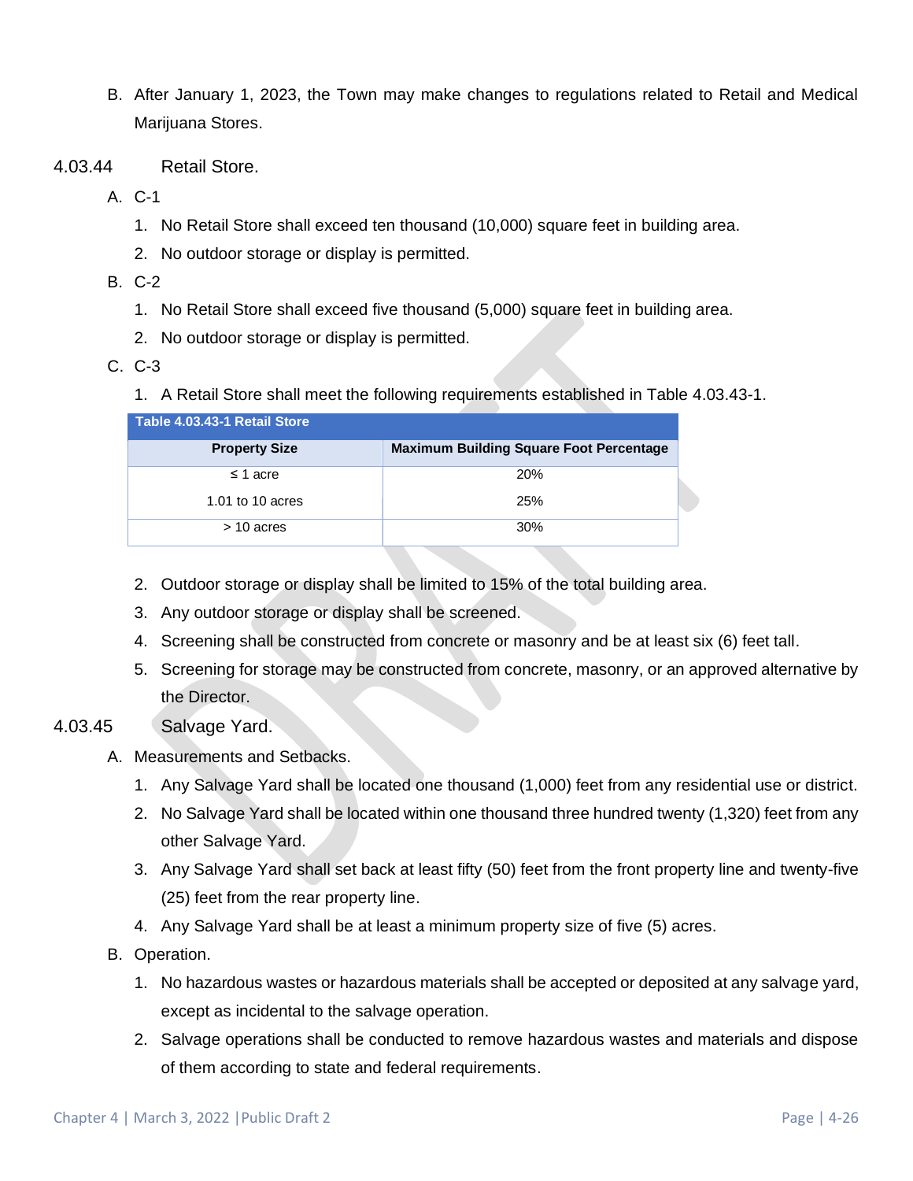B. After January 1, 2023, the Town may make changes to regulations related to Retail and Medical Marijuana Stores.

## 4.03.44 Retail Store.

A. C-1

1. No Retail Store shall exceed ten thousand (10,000) square feet in building area.
2. No outdoor storage or display is permitted.

B. C-2

1. No Retail Store shall exceed five thousand (5,000) square feet in building area.
2. No outdoor storage or display is permitted.

C. C-3

1. A Retail Store shall meet the following requirements established in Table 4.03.43-1.

| Table 4.03.43-1 Retail Store | |
|---|---|
| **Property Size** | **Maximum Building Square Foot Percentage** |
| ≤ 1 acre | 20% |
| 1.01 to 10 acres | 25% |
| > 10 acres | 30% |

2. Outdoor storage or display shall be limited to 15% of the total building area.
3. Any outdoor storage or display shall be screened.
4. Screening shall be constructed from concrete or masonry and be at least six (6) feet tall.
5. Screening for storage may be constructed from concrete, masonry, or an approved alternative by the Director.

## 4.03.45 Salvage Yard.

A. Measurements and Setbacks.

1. Any Salvage Yard shall be located one thousand (1,000) feet from any residential use or district.
2. No Salvage Yard shall be located within one thousand three hundred twenty (1,320) feet from any other Salvage Yard.
3. Any Salvage Yard shall set back at least fifty (50) feet from the front property line and twenty-five (25) feet from the rear property line.
4. Any Salvage Yard shall be at least a minimum property size of five (5) acres.

B. Operation.

1. No hazardous wastes or hazardous materials shall be accepted or deposited at any salvage yard, except as incidental to the salvage operation.
2. Salvage operations shall be conducted to remove hazardous wastes and materials and dispose of them according to state and federal requirements.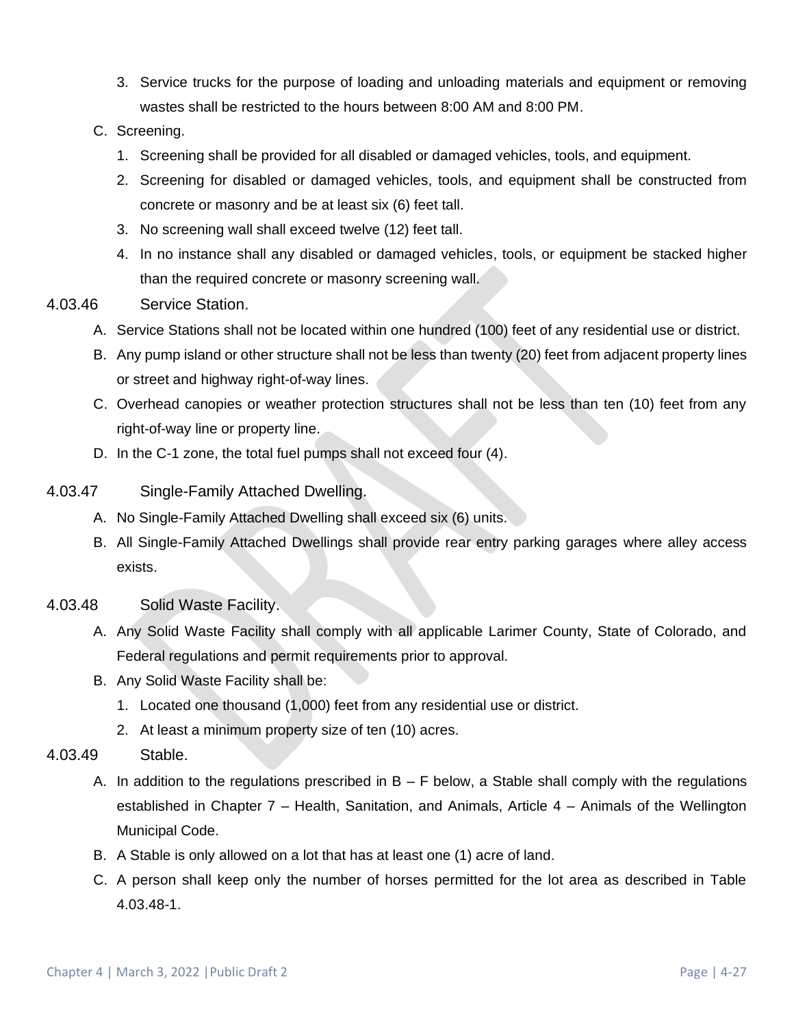3. Service trucks for the purpose of loading and unloading materials and equipment or removing wastes shall be restricted to the hours between 8:00 AM and 8:00 PM.

C. Screening.

1. Screening shall be provided for all disabled or damaged vehicles, tools, and equipment.
2. Screening for disabled or damaged vehicles, tools, and equipment shall be constructed from concrete or masonry and be at least six (6) feet tall.
3. No screening wall shall exceed twelve (12) feet tall.
4. In no instance shall any disabled or damaged vehicles, tools, or equipment be stacked higher than the required concrete or masonry screening wall.

### 4.03.46 Service Station.

A. Service Stations shall not be located within one hundred (100) feet of any residential use or district.

B. Any pump island or other structure shall not be less than twenty (20) feet from adjacent property lines or street and highway right-of-way lines.

C. Overhead canopies or weather protection structures shall not be less than ten (10) feet from any right-of-way line or property line.

D. In the C-1 zone, the total fuel pumps shall not exceed four (4).

### 4.03.47 Single-Family Attached Dwelling.

A. No Single-Family Attached Dwelling shall exceed six (6) units.

B. All Single-Family Attached Dwellings shall provide rear entry parking garages where alley access exists.

### 4.03.48 Solid Waste Facility.

A. Any Solid Waste Facility shall comply with all applicable Larimer County, State of Colorado, and Federal regulations and permit requirements prior to approval.

B. Any Solid Waste Facility shall be:

1. Located one thousand (1,000) feet from any residential use or district.
2. At least a minimum property size of ten (10) acres.

### 4.03.49 Stable.

A. In addition to the regulations prescribed in B – F below, a Stable shall comply with the regulations established in Chapter 7 – Health, Sanitation, and Animals, Article 4 – Animals of the Wellington Municipal Code.

B. A Stable is only allowed on a lot that has at least one (1) acre of land.

C. A person shall keep only the number of horses permitted for the lot area as described in Table 4.03.48-1.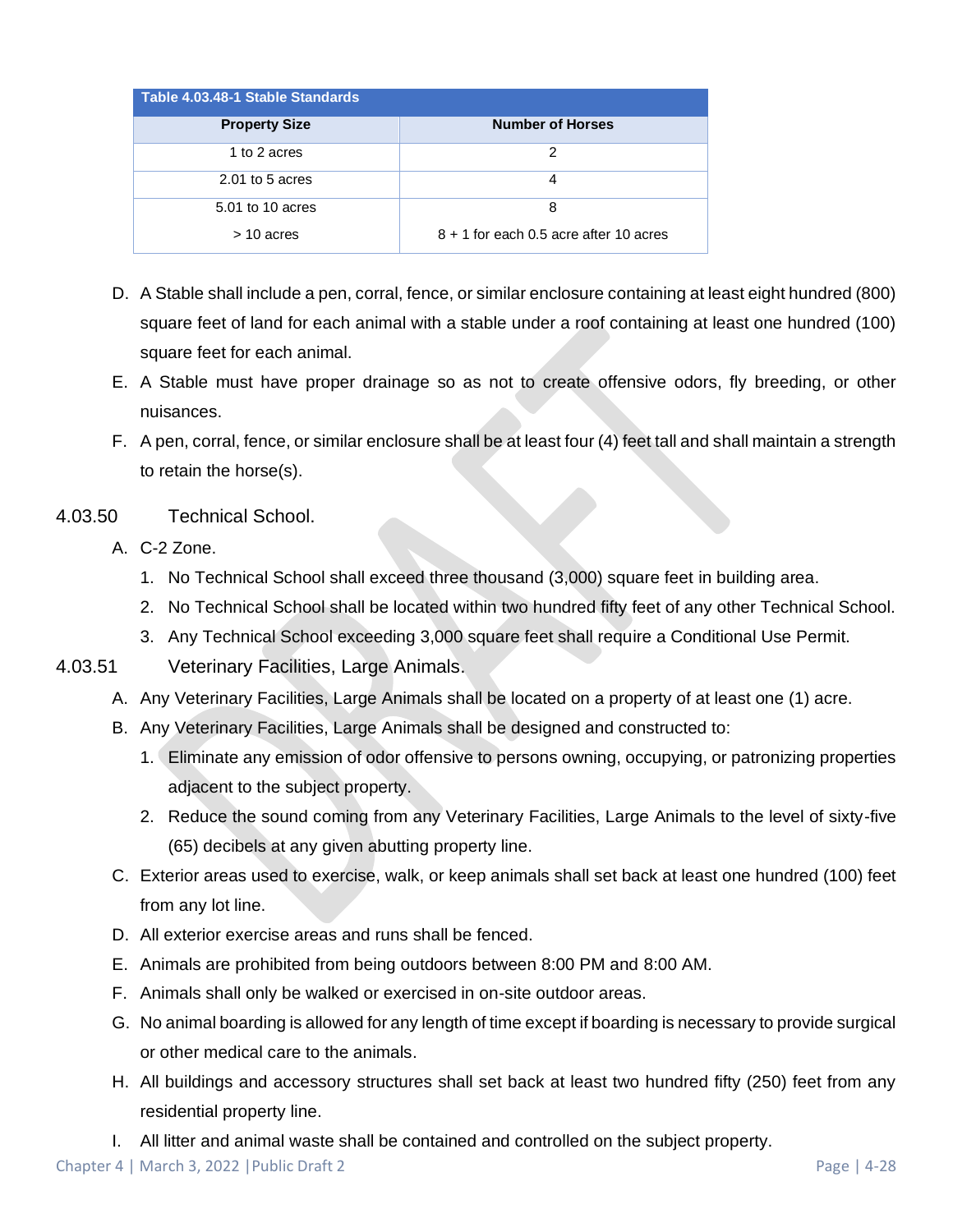| Table 4.03.48-1 Stable Standards | |
|---|---|
| **Property Size** | **Number of Horses** |
| 1 to 2 acres | 2 |
| 2.01 to 5 acres | 4 |
| 5.01 to 10 acres | 8 |
| > 10 acres | 8 + 1 for each 0.5 acre after 10 acres |

D. A Stable shall include a pen, corral, fence, or similar enclosure containing at least eight hundred (800) square feet of land for each animal with a stable under a roof containing at least one hundred (100) square feet for each animal.

E. A Stable must have proper drainage so as not to create offensive odors, fly breeding, or other nuisances.

F. A pen, corral, fence, or similar enclosure shall be at least four (4) feet tall and shall maintain a strength to retain the horse(s).

### 4.03.50 Technical School.

A. C-2 Zone.

1. No Technical School shall exceed three thousand (3,000) square feet in building area.
2. No Technical School shall be located within two hundred fifty feet of any other Technical School.
3. Any Technical School exceeding 3,000 square feet shall require a Conditional Use Permit.

### 4.03.51 Veterinary Facilities, Large Animals.

A. Any Veterinary Facilities, Large Animals shall be located on a property of at least one (1) acre.

B. Any Veterinary Facilities, Large Animals shall be designed and constructed to:

1. Eliminate any emission of odor offensive to persons owning, occupying, or patronizing properties adjacent to the subject property.
2. Reduce the sound coming from any Veterinary Facilities, Large Animals to the level of sixty-five (65) decibels at any given abutting property line.

C. Exterior areas used to exercise, walk, or keep animals shall set back at least one hundred (100) feet from any lot line.

D. All exterior exercise areas and runs shall be fenced.

E. Animals are prohibited from being outdoors between 8:00 PM and 8:00 AM.

F. Animals shall only be walked or exercised in on-site outdoor areas.

G. No animal boarding is allowed for any length of time except if boarding is necessary to provide surgical or other medical care to the animals.

H. All buildings and accessory structures shall set back at least two hundred fifty (250) feet from any residential property line.

I. All litter and animal waste shall be contained and controlled on the subject property.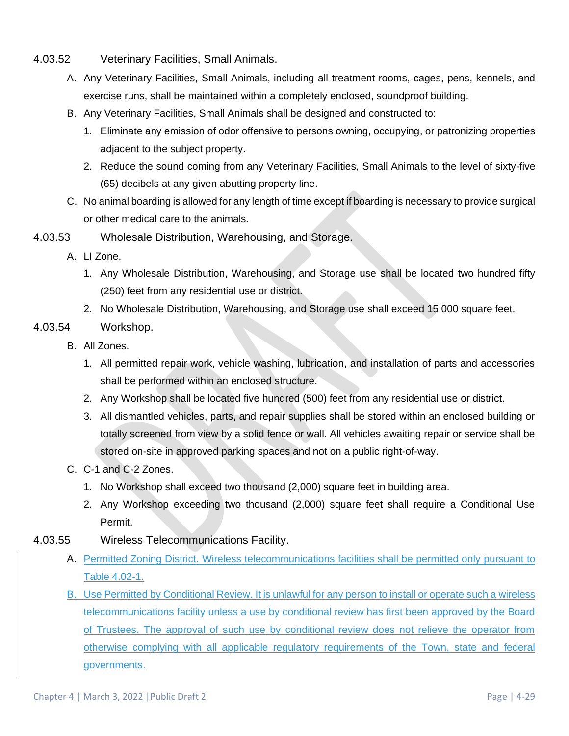### 4.03.52 Veterinary Facilities, Small Animals.

A. Any Veterinary Facilities, Small Animals, including all treatment rooms, cages, pens, kennels, and exercise runs, shall be maintained within a completely enclosed, soundproof building.

B. Any Veterinary Facilities, Small Animals shall be designed and constructed to:

1. Eliminate any emission of odor offensive to persons owning, occupying, or patronizing properties adjacent to the subject property.
2. Reduce the sound coming from any Veterinary Facilities, Small Animals to the level of sixty-five (65) decibels at any given abutting property line.

C. No animal boarding is allowed for any length of time except if boarding is necessary to provide surgical or other medical care to the animals.

### 4.03.53 Wholesale Distribution, Warehousing, and Storage.

A. LI Zone.

1. Any Wholesale Distribution, Warehousing, and Storage use shall be located two hundred fifty (250) feet from any residential use or district.
2. No Wholesale Distribution, Warehousing, and Storage use shall exceed 15,000 square feet.

### 4.03.54 Workshop.

B. All Zones.

1. All permitted repair work, vehicle washing, lubrication, and installation of parts and accessories shall be performed within an enclosed structure.
2. Any Workshop shall be located five hundred (500) feet from any residential use or district.
3. All dismantled vehicles, parts, and repair supplies shall be stored within an enclosed building or totally screened from view by a solid fence or wall. All vehicles awaiting repair or service shall be stored on-site in approved parking spaces and not on a public right-of-way.

C. C-1 and C-2 Zones.

1. No Workshop shall exceed two thousand (2,000) square feet in building area.
2. Any Workshop exceeding two thousand (2,000) square feet shall require a Conditional Use Permit.

### 4.03.55 Wireless Telecommunications Facility.

A. Permitted Zoning District. Wireless telecommunications facilities shall be permitted only pursuant to Table 4.02-1.

B. Use Permitted by Conditional Review. It is unlawful for any person to install or operate such a wireless telecommunications facility unless a use by conditional review has first been approved by the Board of Trustees. The approval of such use by conditional review does not relieve the operator from otherwise complying with all applicable regulatory requirements of the Town, state and federal governments.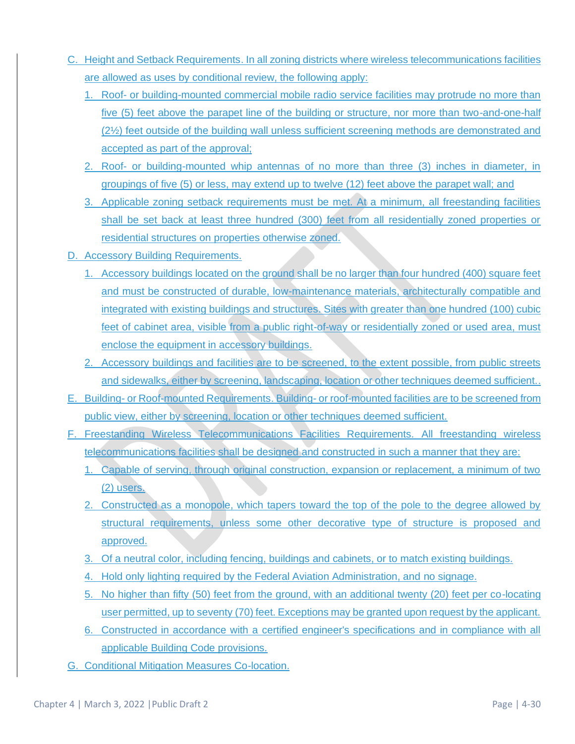C. Height and Setback Requirements. In all zoning districts where wireless telecommunications facilities are allowed as uses by conditional review, the following apply:

1. Roof- or building-mounted commercial mobile radio service facilities may protrude no more than five (5) feet above the parapet line of the building or structure, nor more than two-and-one-half (2½) feet outside of the building wall unless sufficient screening methods are demonstrated and accepted as part of the approval;
2. Roof- or building-mounted whip antennas of no more than three (3) inches in diameter, in groupings of five (5) or less, may extend up to twelve (12) feet above the parapet wall; and
3. Applicable zoning setback requirements must be met. At a minimum, all freestanding facilities shall be set back at least three hundred (300) feet from all residentially zoned properties or residential structures on properties otherwise zoned.

D. Accessory Building Requirements.

1. Accessory buildings located on the ground shall be no larger than four hundred (400) square feet and must be constructed of durable, low-maintenance materials, architecturally compatible and integrated with existing buildings and structures. Sites with greater than one hundred (100) cubic feet of cabinet area, visible from a public right-of-way or residentially zoned or used area, must enclose the equipment in accessory buildings.
2. Accessory buildings and facilities are to be screened, to the extent possible, from public streets and sidewalks, either by screening, landscaping, location or other techniques deemed sufficient..

E. Building- or Roof-mounted Requirements. Building- or roof-mounted facilities are to be screened from public view, either by screening, location or other techniques deemed sufficient.

F. Freestanding Wireless Telecommunications Facilities Requirements. All freestanding wireless telecommunications facilities shall be designed and constructed in such a manner that they are:

1. Capable of serving, through original construction, expansion or replacement, a minimum of two (2) users.
2. Constructed as a monopole, which tapers toward the top of the pole to the degree allowed by structural requirements, unless some other decorative type of structure is proposed and approved.
3. Of a neutral color, including fencing, buildings and cabinets, or to match existing buildings.
4. Hold only lighting required by the Federal Aviation Administration, and no signage.
5. No higher than fifty (50) feet from the ground, with an additional twenty (20) feet per co-locating user permitted, up to seventy (70) feet. Exceptions may be granted upon request by the applicant.
6. Constructed in accordance with a certified engineer's specifications and in compliance with all applicable Building Code provisions.

G. Conditional Mitigation Measures Co-location.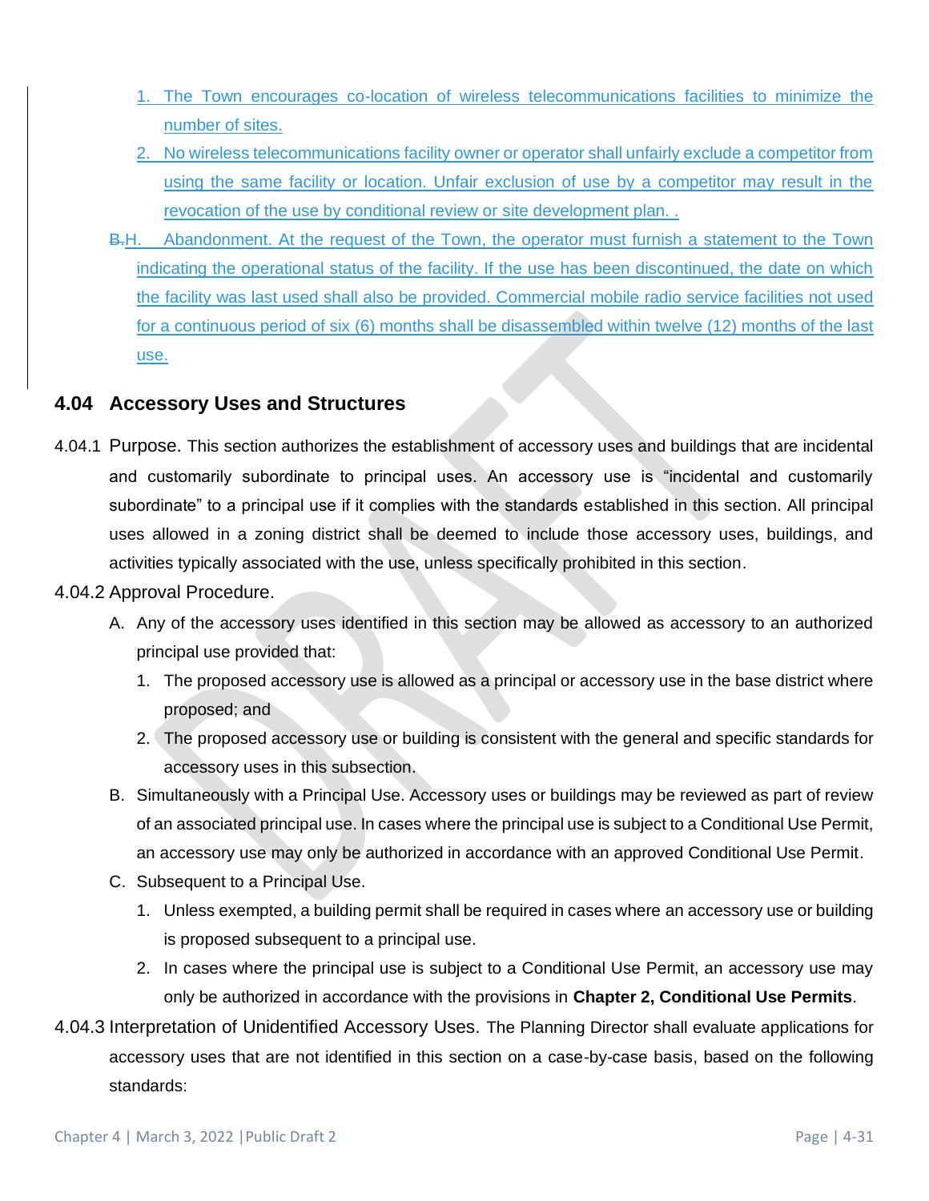1. The Town encourages co-location of wireless telecommunications facilities to minimize the number of sites.
2. No wireless telecommunications facility owner or operator shall unfairly exclude a competitor from using the same facility or location. Unfair exclusion of use by a competitor may result in the revocation of the use by conditional review or site development plan. .

~~B.~~H. Abandonment. At the request of the Town, the operator must furnish a statement to the Town indicating the operational status of the facility. If the use has been discontinued, the date on which the facility was last used shall also be provided. Commercial mobile radio service facilities not used for a continuous period of six (6) months shall be disassembled within twelve (12) months of the last use.

## 4.04 Accessory Uses and Structures

4.04.1 Purpose. This section authorizes the establishment of accessory uses and buildings that are incidental and customarily subordinate to principal uses. An accessory use is "incidental and customarily subordinate" to a principal use if it complies with the standards established in this section. All principal uses allowed in a zoning district shall be deemed to include those accessory uses, buildings, and activities typically associated with the use, unless specifically prohibited in this section.

4.04.2 Approval Procedure.

A. Any of the accessory uses identified in this section may be allowed as accessory to an authorized principal use provided that:
   1. The proposed accessory use is allowed as a principal or accessory use in the base district where proposed; and
   2. The proposed accessory use or building is consistent with the general and specific standards for accessory uses in this subsection.

B. Simultaneously with a Principal Use. Accessory uses or buildings may be reviewed as part of review of an associated principal use. In cases where the principal use is subject to a Conditional Use Permit, an accessory use may only be authorized in accordance with an approved Conditional Use Permit.

C. Subsequent to a Principal Use.
   1. Unless exempted, a building permit shall be required in cases where an accessory use or building is proposed subsequent to a principal use.
   2. In cases where the principal use is subject to a Conditional Use Permit, an accessory use may only be authorized in accordance with the provisions in **Chapter 2, Conditional Use Permits**.

4.04.3 Interpretation of Unidentified Accessory Uses. The Planning Director shall evaluate applications for accessory uses that are not identified in this section on a case-by-case basis, based on the following standards: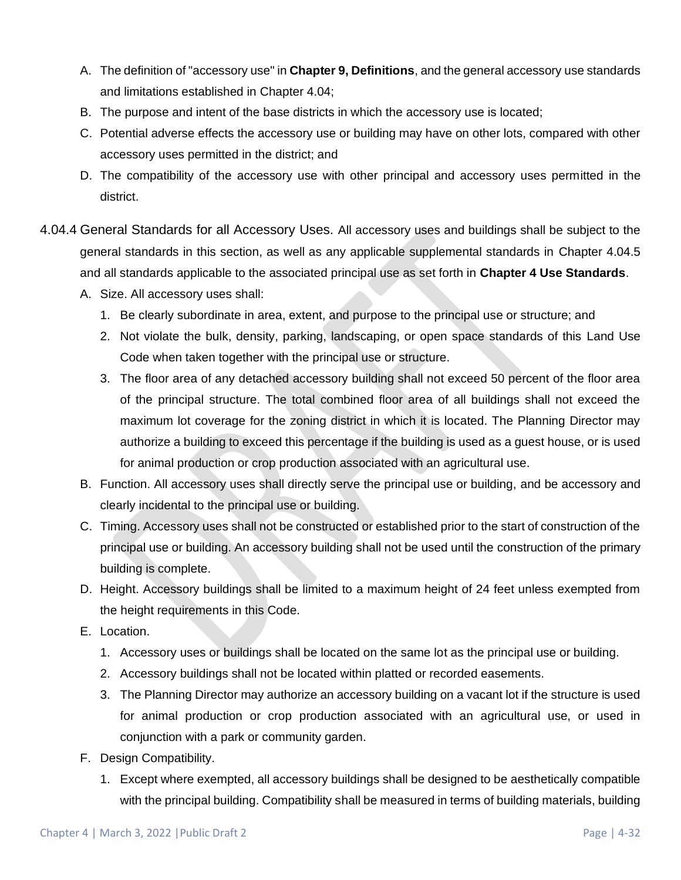A. The definition of "accessory use" in **Chapter 9, Definitions**, and the general accessory use standards and limitations established in Chapter 4.04;
B. The purpose and intent of the base districts in which the accessory use is located;
C. Potential adverse effects the accessory use or building may have on other lots, compared with other accessory uses permitted in the district; and
D. The compatibility of the accessory use with other principal and accessory uses permitted in the district.

4.04.4 General Standards for all Accessory Uses. All accessory uses and buildings shall be subject to the general standards in this section, as well as any applicable supplemental standards in Chapter 4.04.5 and all standards applicable to the associated principal use as set forth in **Chapter 4 Use Standards**.

A. Size. All accessory uses shall:
   1. Be clearly subordinate in area, extent, and purpose to the principal use or structure; and
   2. Not violate the bulk, density, parking, landscaping, or open space standards of this Land Use Code when taken together with the principal use or structure.
   3. The floor area of any detached accessory building shall not exceed 50 percent of the floor area of the principal structure. The total combined floor area of all buildings shall not exceed the maximum lot coverage for the zoning district in which it is located. The Planning Director may authorize a building to exceed this percentage if the building is used as a guest house, or is used for animal production or crop production associated with an agricultural use.
B. Function. All accessory uses shall directly serve the principal use or building, and be accessory and clearly incidental to the principal use or building.
C. Timing. Accessory uses shall not be constructed or established prior to the start of construction of the principal use or building. An accessory building shall not be used until the construction of the primary building is complete.
D. Height. Accessory buildings shall be limited to a maximum height of 24 feet unless exempted from the height requirements in this Code.
E. Location.
   1. Accessory uses or buildings shall be located on the same lot as the principal use or building.
   2. Accessory buildings shall not be located within platted or recorded easements.
   3. The Planning Director may authorize an accessory building on a vacant lot if the structure is used for animal production or crop production associated with an agricultural use, or used in conjunction with a park or community garden.
F. Design Compatibility.
   1. Except where exempted, all accessory buildings shall be designed to be aesthetically compatible with the principal building. Compatibility shall be measured in terms of building materials, building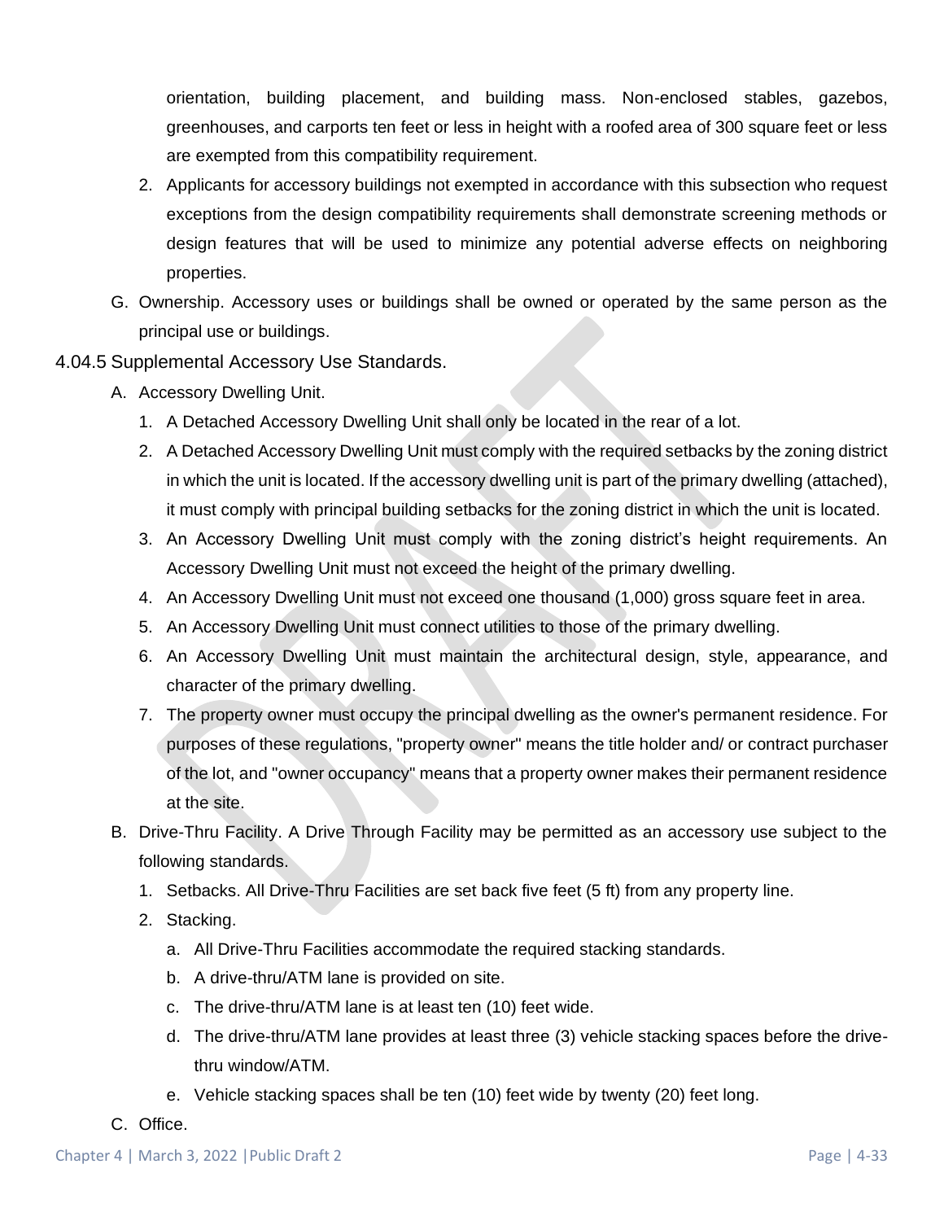orientation, building placement, and building mass. Non-enclosed stables, gazebos, greenhouses, and carports ten feet or less in height with a roofed area of 300 square feet or less are exempted from this compatibility requirement.

2. Applicants for accessory buildings not exempted in accordance with this subsection who request exceptions from the design compatibility requirements shall demonstrate screening methods or design features that will be used to minimize any potential adverse effects on neighboring properties.

G. Ownership. Accessory uses or buildings shall be owned or operated by the same person as the principal use or buildings.

### 4.04.5 Supplemental Accessory Use Standards.

A. Accessory Dwelling Unit.

1. A Detached Accessory Dwelling Unit shall only be located in the rear of a lot.
2. A Detached Accessory Dwelling Unit must comply with the required setbacks by the zoning district in which the unit is located. If the accessory dwelling unit is part of the primary dwelling (attached), it must comply with principal building setbacks for the zoning district in which the unit is located.
3. An Accessory Dwelling Unit must comply with the zoning district's height requirements. An Accessory Dwelling Unit must not exceed the height of the primary dwelling.
4. An Accessory Dwelling Unit must not exceed one thousand (1,000) gross square feet in area.
5. An Accessory Dwelling Unit must connect utilities to those of the primary dwelling.
6. An Accessory Dwelling Unit must maintain the architectural design, style, appearance, and character of the primary dwelling.
7. The property owner must occupy the principal dwelling as the owner's permanent residence. For purposes of these regulations, "property owner" means the title holder and/ or contract purchaser of the lot, and "owner occupancy" means that a property owner makes their permanent residence at the site.

B. Drive-Thru Facility. A Drive Through Facility may be permitted as an accessory use subject to the following standards.

1. Setbacks. All Drive-Thru Facilities are set back five feet (5 ft) from any property line.
2. Stacking.
   a. All Drive-Thru Facilities accommodate the required stacking standards.
   b. A drive-thru/ATM lane is provided on site.
   c. The drive-thru/ATM lane is at least ten (10) feet wide.
   d. The drive-thru/ATM lane provides at least three (3) vehicle stacking spaces before the drive-thru window/ATM.
   e. Vehicle stacking spaces shall be ten (10) feet wide by twenty (20) feet long.

C. Office.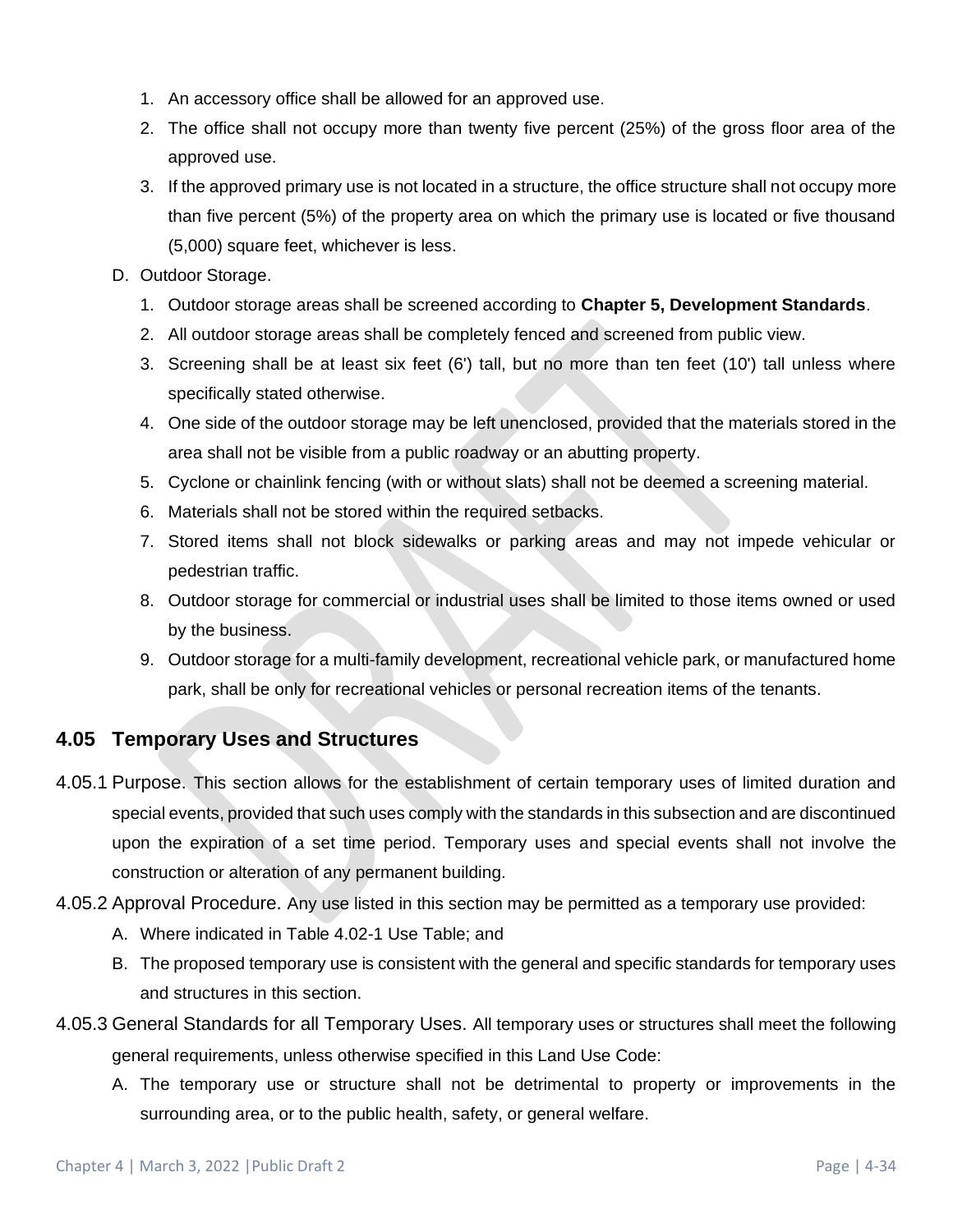1. An accessory office shall be allowed for an approved use.
2. The office shall not occupy more than twenty five percent (25%) of the gross floor area of the approved use.
3. If the approved primary use is not located in a structure, the office structure shall not occupy more than five percent (5%) of the property area on which the primary use is located or five thousand (5,000) square feet, whichever is less.

D. Outdoor Storage.

1. Outdoor storage areas shall be screened according to **Chapter 5, Development Standards**.
2. All outdoor storage areas shall be completely fenced and screened from public view.
3. Screening shall be at least six feet (6') tall, but no more than ten feet (10') tall unless where specifically stated otherwise.
4. One side of the outdoor storage may be left unenclosed, provided that the materials stored in the area shall not be visible from a public roadway or an abutting property.
5. Cyclone or chainlink fencing (with or without slats) shall not be deemed a screening material.
6. Materials shall not be stored within the required setbacks.
7. Stored items shall not block sidewalks or parking areas and may not impede vehicular or pedestrian traffic.
8. Outdoor storage for commercial or industrial uses shall be limited to those items owned or used by the business.
9. Outdoor storage for a multi-family development, recreational vehicle park, or manufactured home park, shall be only for recreational vehicles or personal recreation items of the tenants.

## 4.05 Temporary Uses and Structures

4.05.1 Purpose. This section allows for the establishment of certain temporary uses of limited duration and special events, provided that such uses comply with the standards in this subsection and are discontinued upon the expiration of a set time period. Temporary uses and special events shall not involve the construction or alteration of any permanent building.

4.05.2 Approval Procedure. Any use listed in this section may be permitted as a temporary use provided:

A. Where indicated in Table 4.02-1 Use Table; and

B. The proposed temporary use is consistent with the general and specific standards for temporary uses and structures in this section.

4.05.3 General Standards for all Temporary Uses. All temporary uses or structures shall meet the following general requirements, unless otherwise specified in this Land Use Code:

A. The temporary use or structure shall not be detrimental to property or improvements in the surrounding area, or to the public health, safety, or general welfare.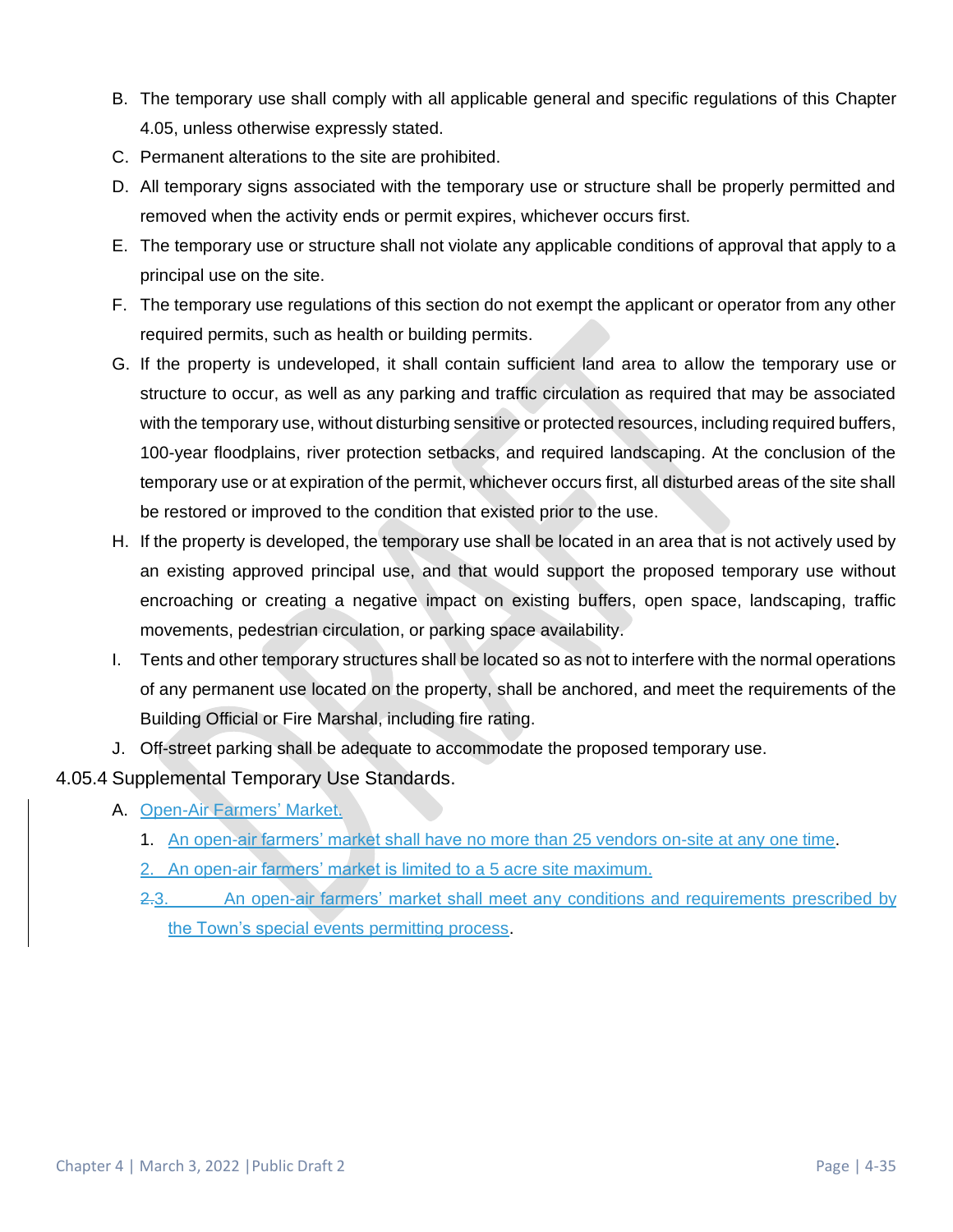B. The temporary use shall comply with all applicable general and specific regulations of this Chapter 4.05, unless otherwise expressly stated.

C. Permanent alterations to the site are prohibited.

D. All temporary signs associated with the temporary use or structure shall be properly permitted and removed when the activity ends or permit expires, whichever occurs first.

E. The temporary use or structure shall not violate any applicable conditions of approval that apply to a principal use on the site.

F. The temporary use regulations of this section do not exempt the applicant or operator from any other required permits, such as health or building permits.

G. If the property is undeveloped, it shall contain sufficient land area to allow the temporary use or structure to occur, as well as any parking and traffic circulation as required that may be associated with the temporary use, without disturbing sensitive or protected resources, including required buffers, 100-year floodplains, river protection setbacks, and required landscaping. At the conclusion of the temporary use or at expiration of the permit, whichever occurs first, all disturbed areas of the site shall be restored or improved to the condition that existed prior to the use.

H. If the property is developed, the temporary use shall be located in an area that is not actively used by an existing approved principal use, and that would support the proposed temporary use without encroaching or creating a negative impact on existing buffers, open space, landscaping, traffic movements, pedestrian circulation, or parking space availability.

I. Tents and other temporary structures shall be located so as not to interfere with the normal operations of any permanent use located on the property, shall be anchored, and meet the requirements of the Building Official or Fire Marshal, including fire rating.

J. Off-street parking shall be adequate to accommodate the proposed temporary use.

## 4.05.4 Supplemental Temporary Use Standards.

A. Open-Air Farmers' Market.

1. An open-air farmers' market shall have no more than 25 vendors on-site at any one time.
2. An open-air farmers' market is limited to a 5 acre site maximum.
3. An open-air farmers' market shall meet any conditions and requirements prescribed by the Town's special events permitting process.